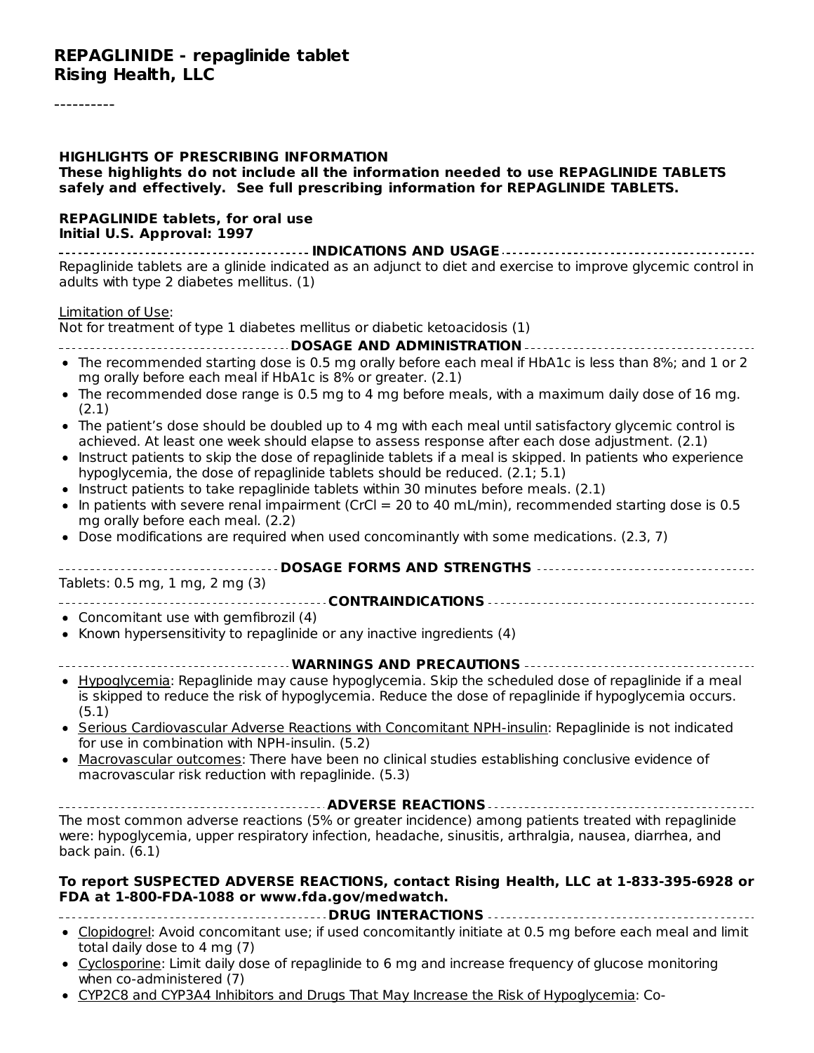# REPAGLINIDE - repaglinide tablet
## Rising Health, LLC

----------

**HIGHLIGHTS OF PRESCRIBING INFORMATION**
**These highlights do not include all the information needed to use REPAGLINIDE TABLETS safely and effectively. See full prescribing information for REPAGLINIDE TABLETS.**

**REPAGLINIDE tablets, for oral use**
**Initial U.S. Approval: 1997**

### INDICATIONS AND USAGE

Repaglinide tablets are a glinide indicated as an adjunct to diet and exercise to improve glycemic control in adults with type 2 diabetes mellitus. (1)

Limitation of Use:
Not for treatment of type 1 diabetes mellitus or diabetic ketoacidosis (1)

### DOSAGE AND ADMINISTRATION

- The recommended starting dose is 0.5 mg orally before each meal if HbA1c is less than 8%; and 1 or 2 mg orally before each meal if HbA1c is 8% or greater. (2.1)
- The recommended dose range is 0.5 mg to 4 mg before meals, with a maximum daily dose of 16 mg. (2.1)
- The patient's dose should be doubled up to 4 mg with each meal until satisfactory glycemic control is achieved. At least one week should elapse to assess response after each dose adjustment. (2.1)
- Instruct patients to skip the dose of repaglinide tablets if a meal is skipped. In patients who experience hypoglycemia, the dose of repaglinide tablets should be reduced. (2.1; 5.1)
- Instruct patients to take repaglinide tablets within 30 minutes before meals. (2.1)
- In patients with severe renal impairment (CrCl = 20 to 40 mL/min), recommended starting dose is 0.5 mg orally before each meal. (2.2)
- Dose modifications are required when used concominantly with some medications. (2.3, 7)

### DOSAGE FORMS AND STRENGTHS

Tablets: 0.5 mg, 1 mg, 2 mg (3)

### CONTRAINDICATIONS

- Concomitant use with gemfibrozil (4)
- Known hypersensitivity to repaglinide or any inactive ingredients (4)

### WARNINGS AND PRECAUTIONS

- Hypoglycemia: Repaglinide may cause hypoglycemia. Skip the scheduled dose of repaglinide if a meal is skipped to reduce the risk of hypoglycemia. Reduce the dose of repaglinide if hypoglycemia occurs. (5.1)
- Serious Cardiovascular Adverse Reactions with Concomitant NPH-insulin: Repaglinide is not indicated for use in combination with NPH-insulin. (5.2)
- Macrovascular outcomes: There have been no clinical studies establishing conclusive evidence of macrovascular risk reduction with repaglinide. (5.3)

### ADVERSE REACTIONS

The most common adverse reactions (5% or greater incidence) among patients treated with repaglinide were: hypoglycemia, upper respiratory infection, headache, sinusitis, arthralgia, nausea, diarrhea, and back pain. (6.1)

**To report SUSPECTED ADVERSE REACTIONS, contact Rising Health, LLC at 1-833-395-6928 or FDA at 1-800-FDA-1088 or www.fda.gov/medwatch.**

### DRUG INTERACTIONS

- Clopidogrel: Avoid concomitant use; if used concomitantly initiate at 0.5 mg before each meal and limit total daily dose to 4 mg (7)
- Cyclosporine: Limit daily dose of repaglinide to 6 mg and increase frequency of glucose monitoring when co-administered (7)
- CYP2C8 and CYP3A4 Inhibitors and Drugs That May Increase the Risk of Hypoglycemia: Co-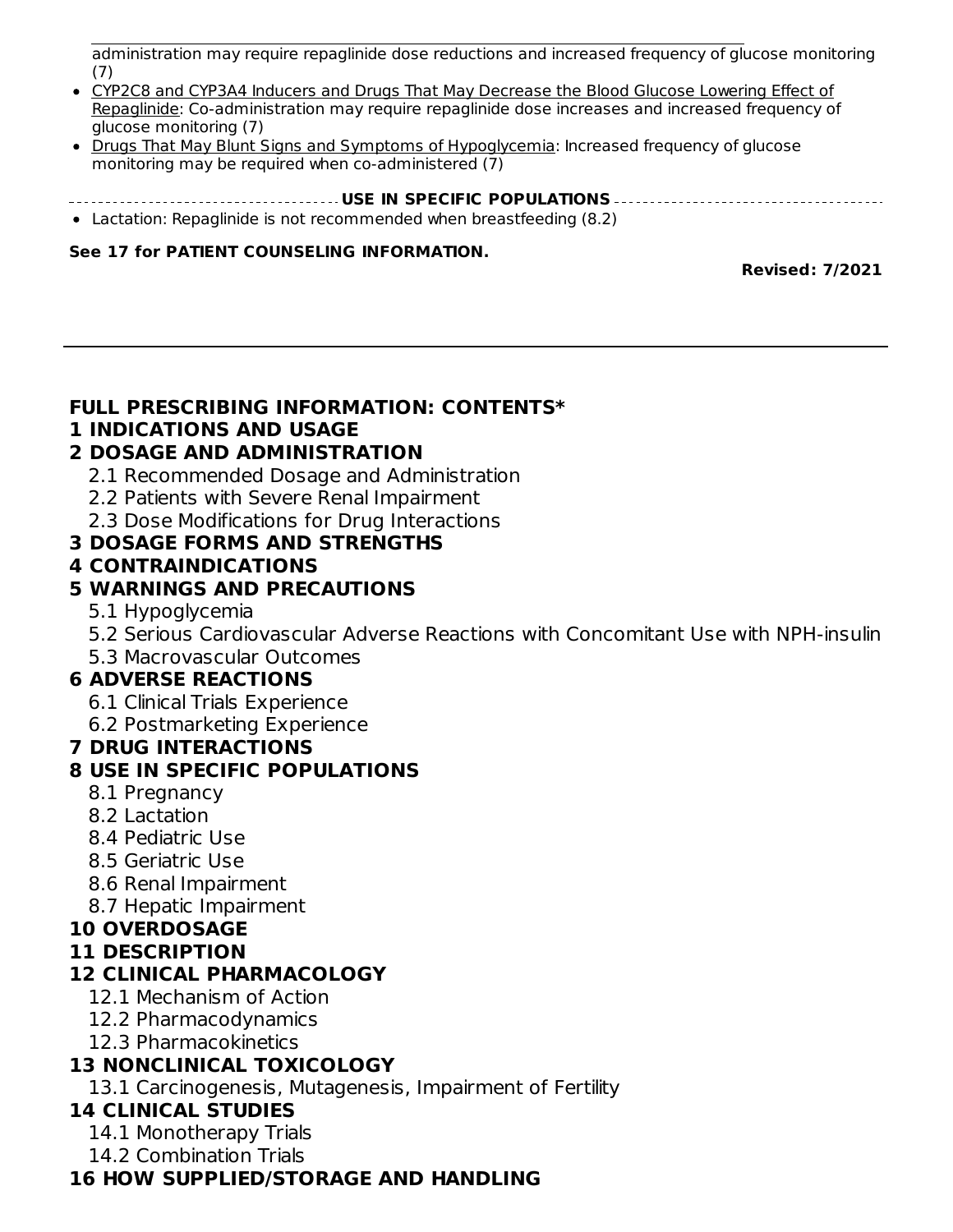administration may require repaglinide dose reductions and increased frequency of glucose monitoring (7)

- CYP2C8 and CYP3A4 Inducers and Drugs That May Decrease the Blood Glucose Lowering Effect of Repaglinide: Co-administration may require repaglinide dose increases and increased frequency of glucose monitoring (7)
- Drugs That May Blunt Signs and Symptoms of Hypoglycemia: Increased frequency of glucose monitoring may be required when co-administered (7)

**USE IN SPECIFIC POPULATIONS**

- Lactation: Repaglinide is not recommended when breastfeeding (8.2)

**See 17 for PATIENT COUNSELING INFORMATION.**

**Revised: 7/2021**

---

## FULL PRESCRIBING INFORMATION: CONTENTS*

**1 INDICATIONS AND USAGE**

**2 DOSAGE AND ADMINISTRATION**

- 2.1 Recommended Dosage and Administration
- 2.2 Patients with Severe Renal Impairment
- 2.3 Dose Modifications for Drug Interactions

**3 DOSAGE FORMS AND STRENGTHS**

**4 CONTRAINDICATIONS**

**5 WARNINGS AND PRECAUTIONS**

- 5.1 Hypoglycemia
- 5.2 Serious Cardiovascular Adverse Reactions with Concomitant Use with NPH-insulin
- 5.3 Macrovascular Outcomes

**6 ADVERSE REACTIONS**

- 6.1 Clinical Trials Experience
- 6.2 Postmarketing Experience

**7 DRUG INTERACTIONS**

**8 USE IN SPECIFIC POPULATIONS**

- 8.1 Pregnancy
- 8.2 Lactation
- 8.4 Pediatric Use
- 8.5 Geriatric Use
- 8.6 Renal Impairment
- 8.7 Hepatic Impairment

**10 OVERDOSAGE**

**11 DESCRIPTION**

**12 CLINICAL PHARMACOLOGY**

- 12.1 Mechanism of Action
- 12.2 Pharmacodynamics
- 12.3 Pharmacokinetics

**13 NONCLINICAL TOXICOLOGY**

- 13.1 Carcinogenesis, Mutagenesis, Impairment of Fertility

**14 CLINICAL STUDIES**

- 14.1 Monotherapy Trials
- 14.2 Combination Trials

**16 HOW SUPPLIED/STORAGE AND HANDLING**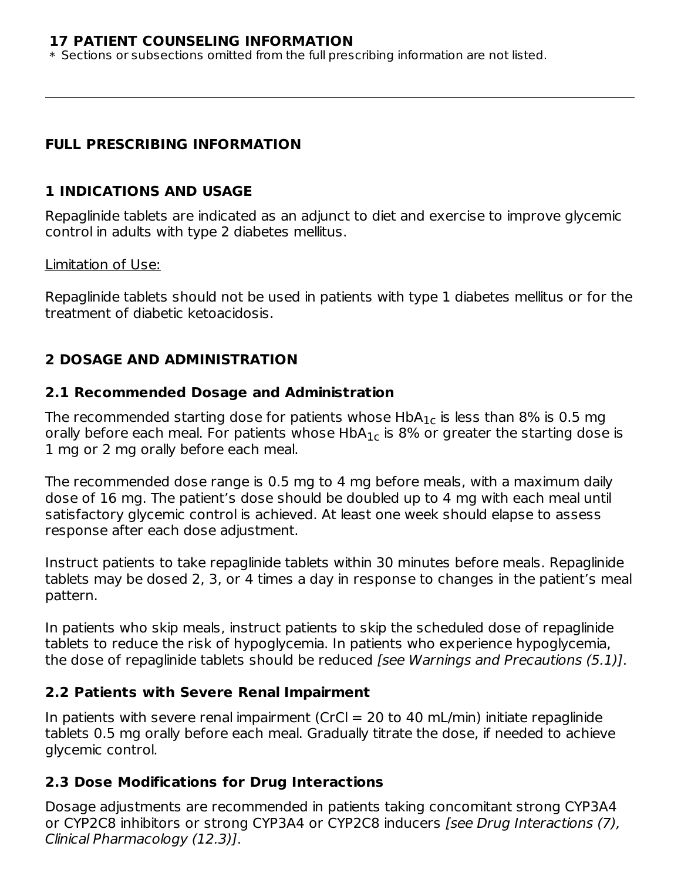**17 PATIENT COUNSELING INFORMATION**

* Sections or subsections omitted from the full prescribing information are not listed.

---

# FULL PRESCRIBING INFORMATION

## 1 INDICATIONS AND USAGE

Repaglinide tablets are indicated as an adjunct to diet and exercise to improve glycemic control in adults with type 2 diabetes mellitus.

Limitation of Use:

Repaglinide tablets should not be used in patients with type 1 diabetes mellitus or for the treatment of diabetic ketoacidosis.

## 2 DOSAGE AND ADMINISTRATION

### 2.1 Recommended Dosage and Administration

The recommended starting dose for patients whose $HbA_{1c}$ is less than 8% is 0.5 mg orally before each meal. For patients whose $HbA_{1c}$ is 8% or greater the starting dose is 1 mg or 2 mg orally before each meal.

The recommended dose range is 0.5 mg to 4 mg before meals, with a maximum daily dose of 16 mg. The patient's dose should be doubled up to 4 mg with each meal until satisfactory glycemic control is achieved. At least one week should elapse to assess response after each dose adjustment.

Instruct patients to take repaglinide tablets within 30 minutes before meals. Repaglinide tablets may be dosed 2, 3, or 4 times a day in response to changes in the patient's meal pattern.

In patients who skip meals, instruct patients to skip the scheduled dose of repaglinide tablets to reduce the risk of hypoglycemia. In patients who experience hypoglycemia, the dose of repaglinide tablets should be reduced *[see Warnings and Precautions (5.1)]*.

### 2.2 Patients with Severe Renal Impairment

In patients with severe renal impairment (CrCl = 20 to 40 mL/min) initiate repaglinide tablets 0.5 mg orally before each meal. Gradually titrate the dose, if needed to achieve glycemic control.

### 2.3 Dose Modifications for Drug Interactions

Dosage adjustments are recommended in patients taking concomitant strong CYP3A4 or CYP2C8 inhibitors or strong CYP3A4 or CYP2C8 inducers *[see Drug Interactions (7), Clinical Pharmacology (12.3)]*.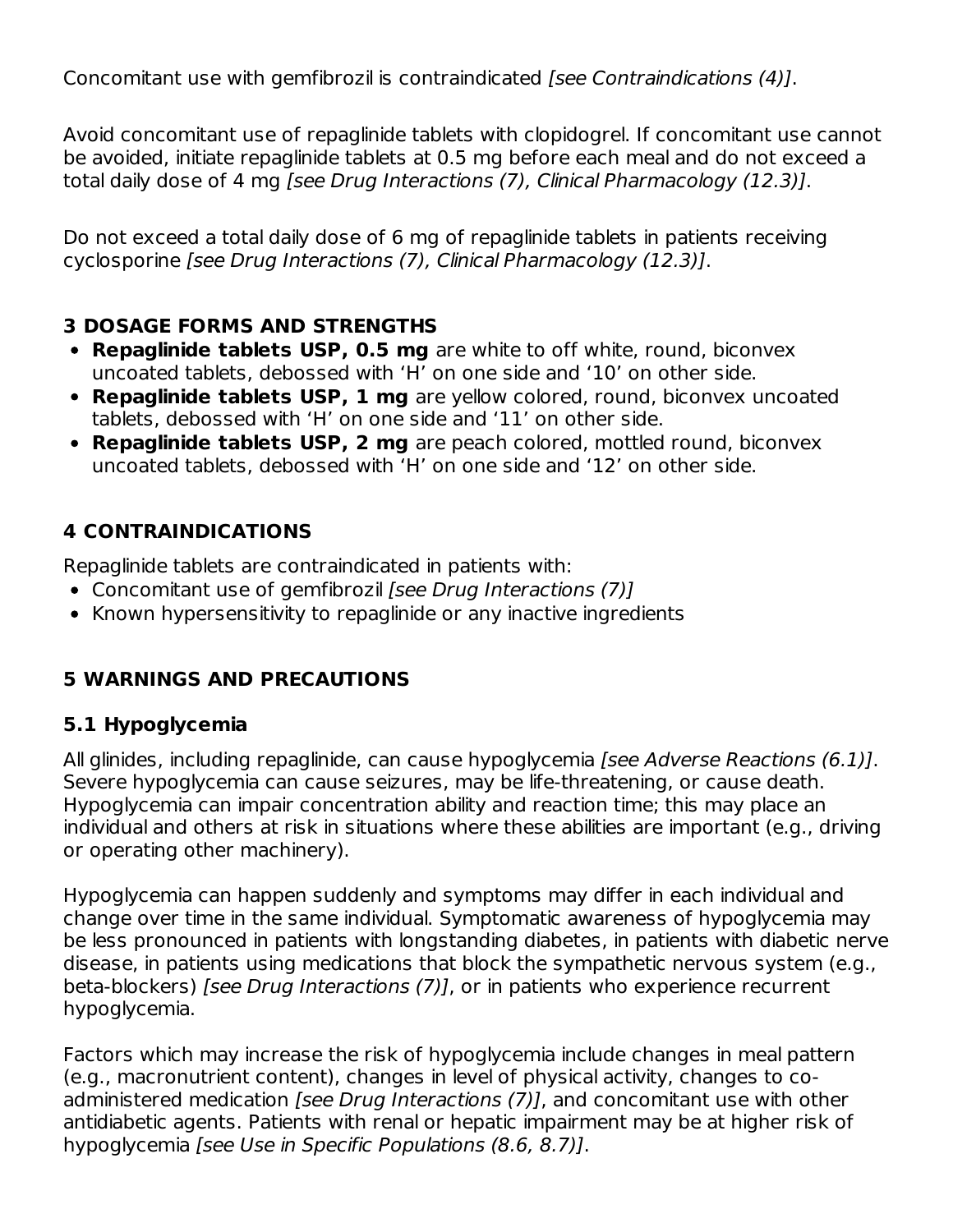Concomitant use with gemfibrozil is contraindicated *[see Contraindications (4)]*.

Avoid concomitant use of repaglinide tablets with clopidogrel. If concomitant use cannot be avoided, initiate repaglinide tablets at 0.5 mg before each meal and do not exceed a total daily dose of 4 mg *[see Drug Interactions (7), Clinical Pharmacology (12.3)]*.

Do not exceed a total daily dose of 6 mg of repaglinide tablets in patients receiving cyclosporine *[see Drug Interactions (7), Clinical Pharmacology (12.3)]*.

## 3 DOSAGE FORMS AND STRENGTHS

- **Repaglinide tablets USP, 0.5 mg** are white to off white, round, biconvex uncoated tablets, debossed with ‘H’ on one side and ‘10’ on other side.
- **Repaglinide tablets USP, 1 mg** are yellow colored, round, biconvex uncoated tablets, debossed with ‘H’ on one side and ‘11’ on other side.
- **Repaglinide tablets USP, 2 mg** are peach colored, mottled round, biconvex uncoated tablets, debossed with ‘H’ on one side and ‘12’ on other side.

## 4 CONTRAINDICATIONS

Repaglinide tablets are contraindicated in patients with:

- Concomitant use of gemfibrozil *[see Drug Interactions (7)]*
- Known hypersensitivity to repaglinide or any inactive ingredients

## 5 WARNINGS AND PRECAUTIONS

### 5.1 Hypoglycemia

All glinides, including repaglinide, can cause hypoglycemia *[see Adverse Reactions (6.1)]*. Severe hypoglycemia can cause seizures, may be life-threatening, or cause death. Hypoglycemia can impair concentration ability and reaction time; this may place an individual and others at risk in situations where these abilities are important (e.g., driving or operating other machinery).

Hypoglycemia can happen suddenly and symptoms may differ in each individual and change over time in the same individual. Symptomatic awareness of hypoglycemia may be less pronounced in patients with longstanding diabetes, in patients with diabetic nerve disease, in patients using medications that block the sympathetic nervous system (e.g., beta-blockers) *[see Drug Interactions (7)]*, or in patients who experience recurrent hypoglycemia.

Factors which may increase the risk of hypoglycemia include changes in meal pattern (e.g., macronutrient content), changes in level of physical activity, changes to co-administered medication *[see Drug Interactions (7)]*, and concomitant use with other antidiabetic agents. Patients with renal or hepatic impairment may be at higher risk of hypoglycemia *[see Use in Specific Populations (8.6, 8.7)]*.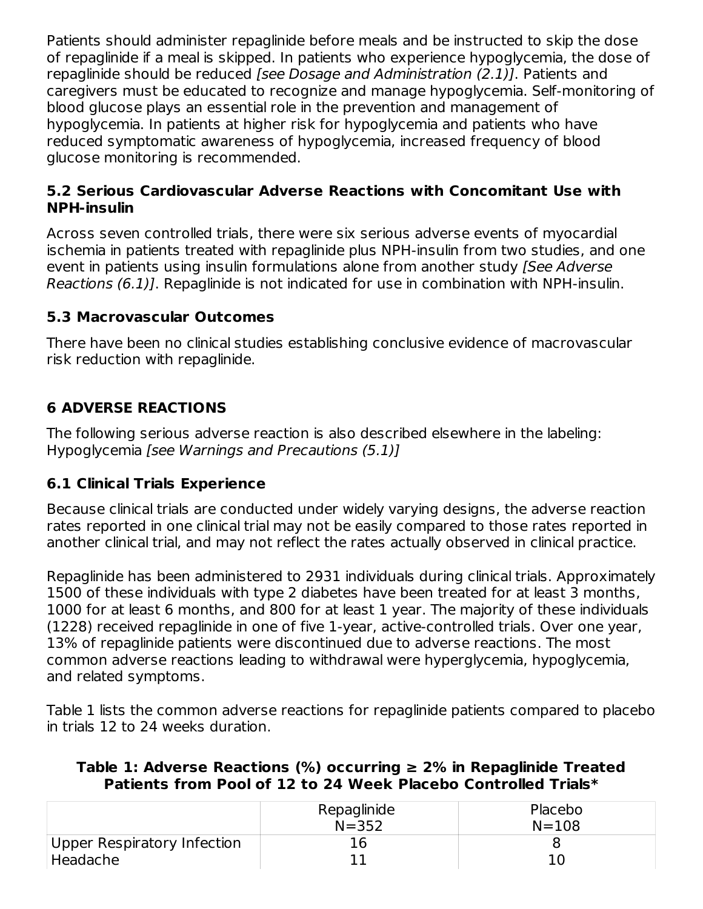Patients should administer repaglinide before meals and be instructed to skip the dose of repaglinide if a meal is skipped. In patients who experience hypoglycemia, the dose of repaglinide should be reduced *[see Dosage and Administration (2.1)]*. Patients and caregivers must be educated to recognize and manage hypoglycemia. Self-monitoring of blood glucose plays an essential role in the prevention and management of hypoglycemia. In patients at higher risk for hypoglycemia and patients who have reduced symptomatic awareness of hypoglycemia, increased frequency of blood glucose monitoring is recommended.

### 5.2 Serious Cardiovascular Adverse Reactions with Concomitant Use with NPH-insulin

Across seven controlled trials, there were six serious adverse events of myocardial ischemia in patients treated with repaglinide plus NPH-insulin from two studies, and one event in patients using insulin formulations alone from another study *[See Adverse Reactions (6.1)]*. Repaglinide is not indicated for use in combination with NPH-insulin.

### 5.3 Macrovascular Outcomes

There have been no clinical studies establishing conclusive evidence of macrovascular risk reduction with repaglinide.

## 6 ADVERSE REACTIONS

The following serious adverse reaction is also described elsewhere in the labeling: Hypoglycemia *[see Warnings and Precautions (5.1)]*

### 6.1 Clinical Trials Experience

Because clinical trials are conducted under widely varying designs, the adverse reaction rates reported in one clinical trial may not be easily compared to those rates reported in another clinical trial, and may not reflect the rates actually observed in clinical practice.

Repaglinide has been administered to 2931 individuals during clinical trials. Approximately 1500 of these individuals with type 2 diabetes have been treated for at least 3 months, 1000 for at least 6 months, and 800 for at least 1 year. The majority of these individuals (1228) received repaglinide in one of five 1-year, active-controlled trials. Over one year, 13% of repaglinide patients were discontinued due to adverse reactions. The most common adverse reactions leading to withdrawal were hyperglycemia, hypoglycemia, and related symptoms.

Table 1 lists the common adverse reactions for repaglinide patients compared to placebo in trials 12 to 24 weeks duration.

**Table 1: Adverse Reactions (%) occurring ≥ 2% in Repaglinide Treated Patients from Pool of 12 to 24 Week Placebo Controlled Trials***

| | Repaglinide N=352 | Placebo N=108 |
|---|---|---|
| Upper Respiratory Infection | 16 | 8 |
| Headache | 11 | 10 |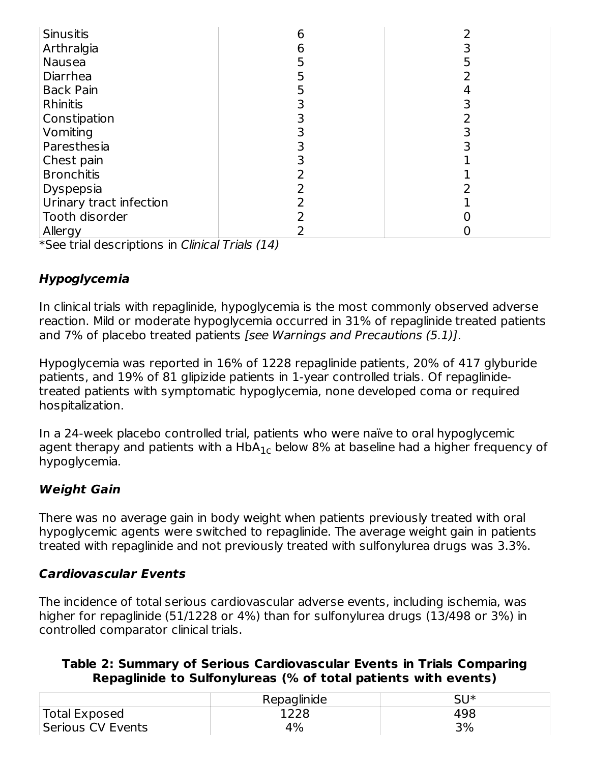| | | |
|---|---|---|
| Sinusitis | 6 | 2 |
| Arthralgia | 6 | 3 |
| Nausea | 5 | 5 |
| Diarrhea | 5 | 2 |
| Back Pain | 5 | 4 |
| Rhinitis | 3 | 3 |
| Constipation | 3 | 2 |
| Vomiting | 3 | 3 |
| Paresthesia | 3 | 3 |
| Chest pain | 3 | 1 |
| Bronchitis | 2 | 1 |
| Dyspepsia | 2 | 2 |
| Urinary tract infection | 2 | 1 |
| Tooth disorder | 2 | 0 |
| Allergy | 2 | 0 |

*See trial descriptions in *Clinical Trials (14)*

### Hypoglycemia

In clinical trials with repaglinide, hypoglycemia is the most commonly observed adverse reaction. Mild or moderate hypoglycemia occurred in 31% of repaglinide treated patients and 7% of placebo treated patients *[see Warnings and Precautions (5.1)]*.

Hypoglycemia was reported in 16% of 1228 repaglinide patients, 20% of 417 glyburide patients, and 19% of 81 glipizide patients in 1-year controlled trials. Of repaglinide-treated patients with symptomatic hypoglycemia, none developed coma or required hospitalization.

In a 24-week placebo controlled trial, patients who were naïve to oral hypoglycemic agent therapy and patients with a $HbA_{1c}$ below 8% at baseline had a higher frequency of hypoglycemia.

### Weight Gain

There was no average gain in body weight when patients previously treated with oral hypoglycemic agents were switched to repaglinide. The average weight gain in patients treated with repaglinide and not previously treated with sulfonylurea drugs was 3.3%.

### Cardiovascular Events

The incidence of total serious cardiovascular adverse events, including ischemia, was higher for repaglinide (51/1228 or 4%) than for sulfonylurea drugs (13/498 or 3%) in controlled comparator clinical trials.

**Table 2: Summary of Serious Cardiovascular Events in Trials Comparing Repaglinide to Sulfonylureas (% of total patients with events)**

| | Repaglinide | SU* |
|---|---|---|
| Total Exposed | 1228 | 498 |
| Serious CV Events | 4% | 3% |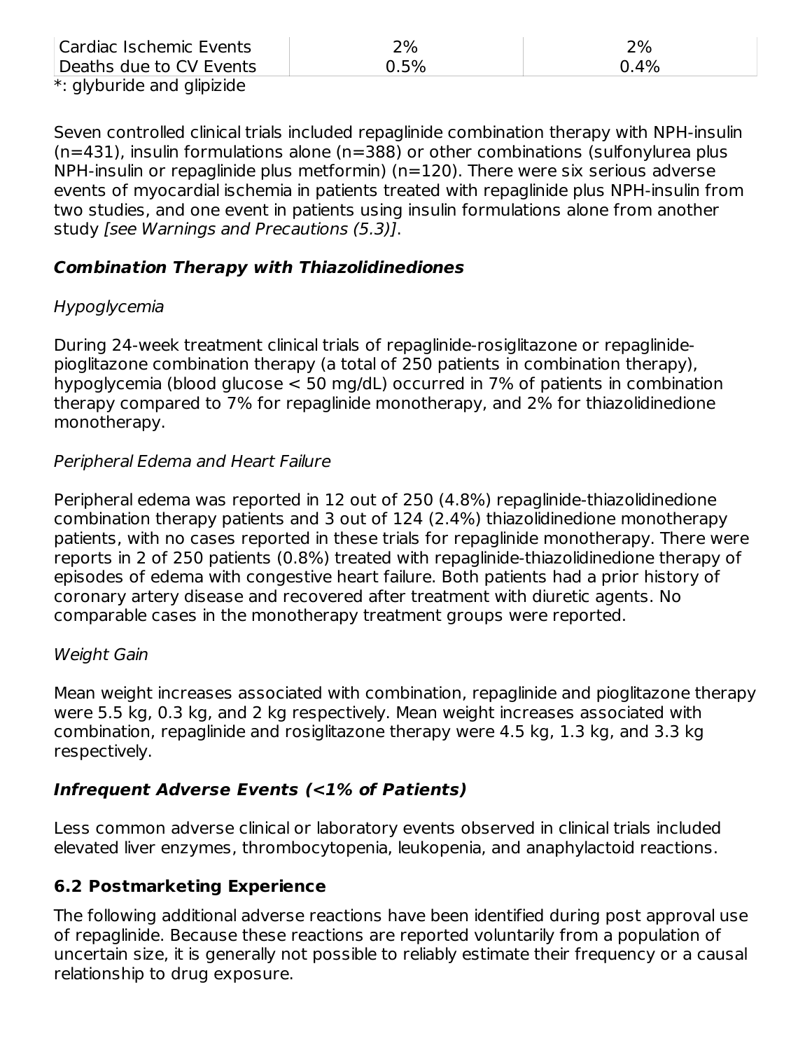| Cardiac Ischemic Events | 2% | 2% |
|---|---|---|
| Deaths due to CV Events | 0.5% | 0.4% |

*: glyburide and glipizide

Seven controlled clinical trials included repaglinide combination therapy with NPH-insulin (n=431), insulin formulations alone (n=388) or other combinations (sulfonylurea plus NPH-insulin or repaglinide plus metformin) (n=120). There were six serious adverse events of myocardial ischemia in patients treated with repaglinide plus NPH-insulin from two studies, and one event in patients using insulin formulations alone from another study *[see Warnings and Precautions (5.3)]*.

### *Combination Therapy with Thiazolidinediones*

*Hypoglycemia*

During 24-week treatment clinical trials of repaglinide-rosiglitazone or repaglinide-pioglitazone combination therapy (a total of 250 patients in combination therapy), hypoglycemia (blood glucose < 50 mg/dL) occurred in 7% of patients in combination therapy compared to 7% for repaglinide monotherapy, and 2% for thiazolidinedione monotherapy.

*Peripheral Edema and Heart Failure*

Peripheral edema was reported in 12 out of 250 (4.8%) repaglinide-thiazolidinedione combination therapy patients and 3 out of 124 (2.4%) thiazolidinedione monotherapy patients, with no cases reported in these trials for repaglinide monotherapy. There were reports in 2 of 250 patients (0.8%) treated with repaglinide-thiazolidinedione therapy of episodes of edema with congestive heart failure. Both patients had a prior history of coronary artery disease and recovered after treatment with diuretic agents. No comparable cases in the monotherapy treatment groups were reported.

*Weight Gain*

Mean weight increases associated with combination, repaglinide and pioglitazone therapy were 5.5 kg, 0.3 kg, and 2 kg respectively. Mean weight increases associated with combination, repaglinide and rosiglitazone therapy were 4.5 kg, 1.3 kg, and 3.3 kg respectively.

### *Infrequent Adverse Events (<1% of Patients)*

Less common adverse clinical or laboratory events observed in clinical trials included elevated liver enzymes, thrombocytopenia, leukopenia, and anaphylactoid reactions.

## 6.2 Postmarketing Experience

The following additional adverse reactions have been identified during post approval use of repaglinide. Because these reactions are reported voluntarily from a population of uncertain size, it is generally not possible to reliably estimate their frequency or a causal relationship to drug exposure.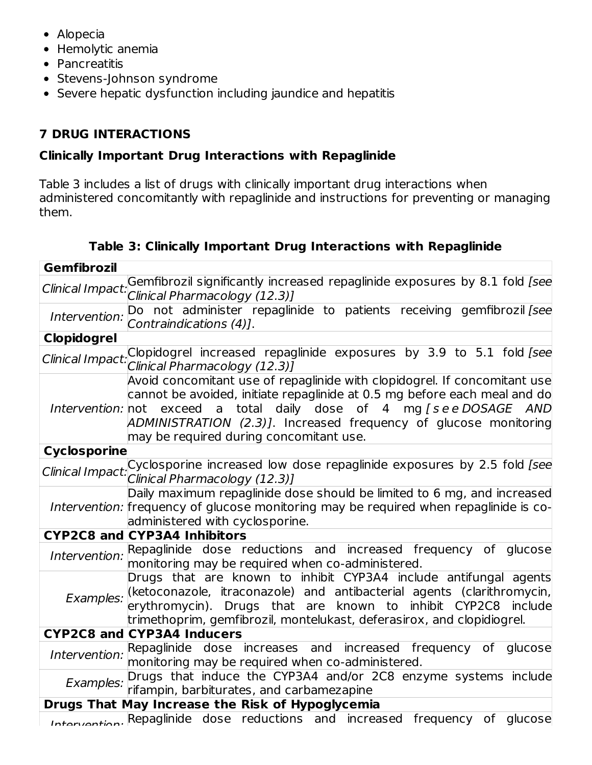- Alopecia
- Hemolytic anemia
- Pancreatitis
- Stevens-Johnson syndrome
- Severe hepatic dysfunction including jaundice and hepatitis

## 7 DRUG INTERACTIONS

### Clinically Important Drug Interactions with Repaglinide

Table 3 includes a list of drugs with clinically important drug interactions when administered concomitantly with repaglinide and instructions for preventing or managing them.

**Table 3: Clinically Important Drug Interactions with Repaglinide**

| | |
|---|---|
| **Gemfibrozil** | |
| *Clinical Impact:* | Gemfibrozil significantly increased repaglinide exposures by 8.1 fold *[see Clinical Pharmacology (12.3)]* |
| *Intervention:* | Do not administer repaglinide to patients receiving gemfibrozil *[see Contraindications (4)]*. |
| **Clopidogrel** | |
| *Clinical Impact:* | Clopidogrel increased repaglinide exposures by 3.9 to 5.1 fold *[see Clinical Pharmacology (12.3)]* |
| *Intervention:* | Avoid concomitant use of repaglinide with clopidogrel. If concomitant use cannot be avoided, initiate repaglinide at 0.5 mg before each meal and do not exceed a total daily dose of 4 mg *[s e e DOSAGE AND ADMINISTRATION (2.3)]*. Increased frequency of glucose monitoring may be required during concomitant use. |
| **Cyclosporine** | |
| *Clinical Impact:* | Cyclosporine increased low dose repaglinide exposures by 2.5 fold *[see Clinical Pharmacology (12.3)]* |
| *Intervention:* | Daily maximum repaglinide dose should be limited to 6 mg, and increased frequency of glucose monitoring may be required when repaglinide is co-administered with cyclosporine. |
| **CYP2C8 and CYP3A4 Inhibitors** | |
| *Intervention:* | Repaglinide dose reductions and increased frequency of glucose monitoring may be required when co-administered. |
| *Examples:* | Drugs that are known to inhibit CYP3A4 include antifungal agents (ketoconazole, itraconazole) and antibacterial agents (clarithromycin, erythromycin). Drugs that are known to inhibit CYP2C8 include trimethoprim, gemfibrozil, montelukast, deferasirox, and clopidiogrel. |
| **CYP2C8 and CYP3A4 Inducers** | |
| *Intervention:* | Repaglinide dose increases and increased frequency of glucose monitoring may be required when co-administered. |
| *Examples:* | Drugs that induce the CYP3A4 and/or 2C8 enzyme systems include rifampin, barbiturates, and carbamezapine |
| **Drugs That May Increase the Risk of Hypoglycemia** | |
| *Intervention:* | Repaglinide dose reductions and increased frequency of glucose |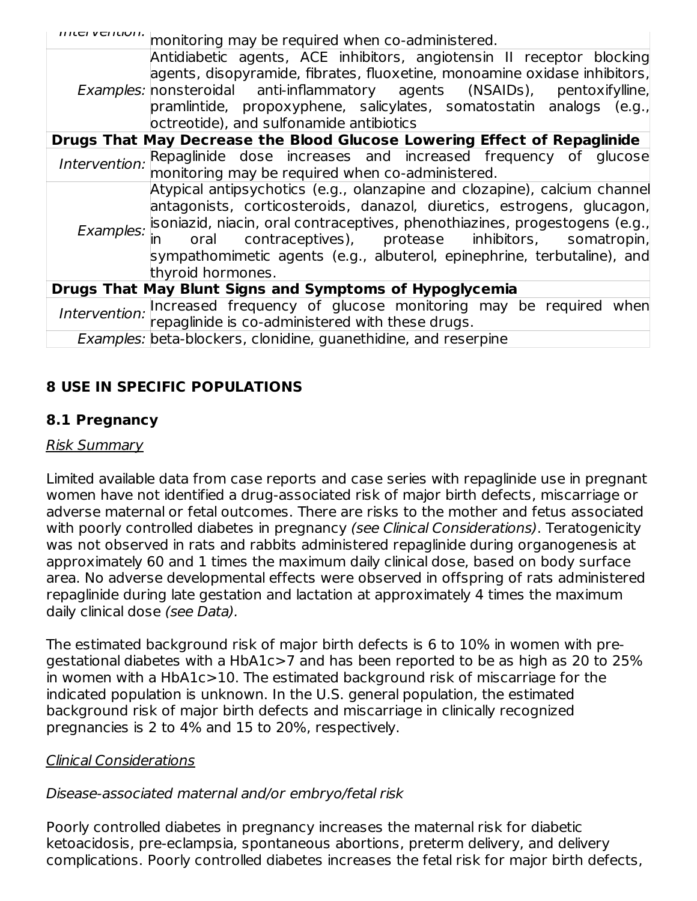| | |
|---|---|
| *Intervention:* | monitoring may be required when co-administered. |
| *Examples:* | Antidiabetic agents, ACE inhibitors, angiotensin II receptor blocking agents, disopyramide, fibrates, fluoxetine, monoamine oxidase inhibitors, nonsteroidal anti-inflammatory agents (NSAIDs), pentoxifylline, pramlintide, propoxyphene, salicylates, somatostatin analogs (e.g., octreotide), and sulfonamide antibiotics |
| **Drugs That May Decrease the Blood Glucose Lowering Effect of Repaglinide** | |
| *Intervention:* | Repaglinide dose increases and increased frequency of glucose monitoring may be required when co-administered. |
| *Examples:* | Atypical antipsychotics (e.g., olanzapine and clozapine), calcium channel antagonists, corticosteroids, danazol, diuretics, estrogens, glucagon, isoniazid, niacin, oral contraceptives, phenothiazines, progestogens (e.g., in oral contraceptives), protease inhibitors, somatropin, sympathomimetic agents (e.g., albuterol, epinephrine, terbutaline), and thyroid hormones. |
| **Drugs That May Blunt Signs and Symptoms of Hypoglycemia** | |
| *Intervention:* | Increased frequency of glucose monitoring may be required when repaglinide is co-administered with these drugs. |
| *Examples:* | beta-blockers, clonidine, guanethidine, and reserpine |

## 8 USE IN SPECIFIC POPULATIONS

### 8.1 Pregnancy

Risk Summary

Limited available data from case reports and case series with repaglinide use in pregnant women have not identified a drug-associated risk of major birth defects, miscarriage or adverse maternal or fetal outcomes. There are risks to the mother and fetus associated with poorly controlled diabetes in pregnancy *(see Clinical Considerations)*. Teratogenicity was not observed in rats and rabbits administered repaglinide during organogenesis at approximately 60 and 1 times the maximum daily clinical dose, based on body surface area. No adverse developmental effects were observed in offspring of rats administered repaglinide during late gestation and lactation at approximately 4 times the maximum daily clinical dose *(see Data).*

The estimated background risk of major birth defects is 6 to 10% in women with pre-gestational diabetes with a HbA1c>7 and has been reported to be as high as 20 to 25% in women with a HbA1c>10. The estimated background risk of miscarriage for the indicated population is unknown. In the U.S. general population, the estimated background risk of major birth defects and miscarriage in clinically recognized pregnancies is 2 to 4% and 15 to 20%, respectively.

Clinical Considerations

*Disease-associated maternal and/or embryo/fetal risk*

Poorly controlled diabetes in pregnancy increases the maternal risk for diabetic ketoacidosis, pre-eclampsia, spontaneous abortions, preterm delivery, and delivery complications. Poorly controlled diabetes increases the fetal risk for major birth defects,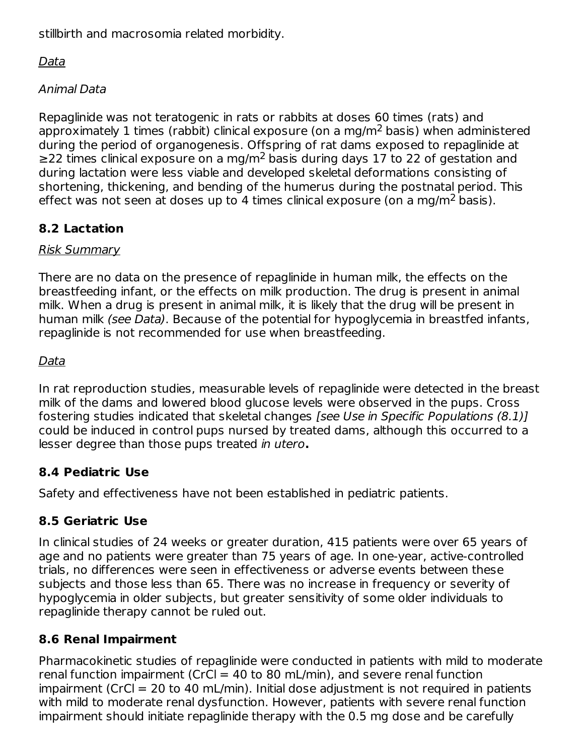stillbirth and macrosomia related morbidity.

Data

*Animal Data*

Repaglinide was not teratogenic in rats or rabbits at doses 60 times (rats) and approximately 1 times (rabbit) clinical exposure (on a mg/m$^2$ basis) when administered during the period of organogenesis. Offspring of rat dams exposed to repaglinide at ≥22 times clinical exposure on a mg/m$^2$ basis during days 17 to 22 of gestation and during lactation were less viable and developed skeletal deformations consisting of shortening, thickening, and bending of the humerus during the postnatal period. This effect was not seen at doses up to 4 times clinical exposure (on a mg/m$^2$ basis).

## 8.2 Lactation

Risk Summary

There are no data on the presence of repaglinide in human milk, the effects on the breastfeeding infant, or the effects on milk production. The drug is present in animal milk. When a drug is present in animal milk, it is likely that the drug will be present in human milk *(see Data)*. Because of the potential for hypoglycemia in breastfed infants, repaglinide is not recommended for use when breastfeeding.

Data

In rat reproduction studies, measurable levels of repaglinide were detected in the breast milk of the dams and lowered blood glucose levels were observed in the pups. Cross fostering studies indicated that skeletal changes *[see Use in Specific Populations (8.1)]* could be induced in control pups nursed by treated dams, although this occurred to a lesser degree than those pups treated *in utero*.

## 8.4 Pediatric Use

Safety and effectiveness have not been established in pediatric patients.

## 8.5 Geriatric Use

In clinical studies of 24 weeks or greater duration, 415 patients were over 65 years of age and no patients were greater than 75 years of age. In one-year, active-controlled trials, no differences were seen in effectiveness or adverse events between these subjects and those less than 65. There was no increase in frequency or severity of hypoglycemia in older subjects, but greater sensitivity of some older individuals to repaglinide therapy cannot be ruled out.

## 8.6 Renal Impairment

Pharmacokinetic studies of repaglinide were conducted in patients with mild to moderate renal function impairment (CrCl = 40 to 80 mL/min), and severe renal function impairment (CrCl = 20 to 40 mL/min). Initial dose adjustment is not required in patients with mild to moderate renal dysfunction. However, patients with severe renal function impairment should initiate repaglinide therapy with the 0.5 mg dose and be carefully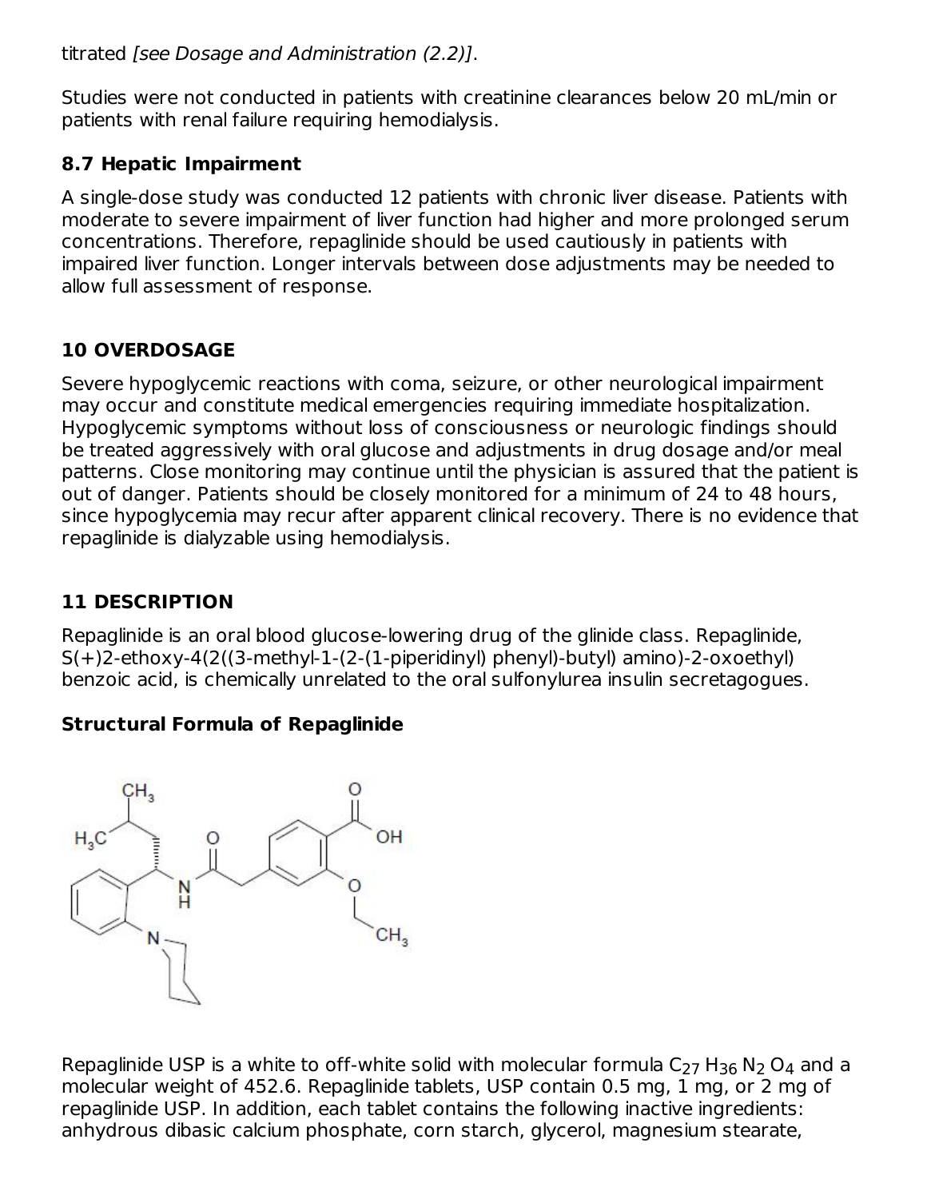titrated *[see Dosage and Administration (2.2)]*.

Studies were not conducted in patients with creatinine clearances below 20 mL/min or patients with renal failure requiring hemodialysis.

### 8.7 Hepatic Impairment

A single-dose study was conducted 12 patients with chronic liver disease. Patients with moderate to severe impairment of liver function had higher and more prolonged serum concentrations. Therefore, repaglinide should be used cautiously in patients with impaired liver function. Longer intervals between dose adjustments may be needed to allow full assessment of response.

## 10 OVERDOSAGE

Severe hypoglycemic reactions with coma, seizure, or other neurological impairment may occur and constitute medical emergencies requiring immediate hospitalization. Hypoglycemic symptoms without loss of consciousness or neurologic findings should be treated aggressively with oral glucose and adjustments in drug dosage and/or meal patterns. Close monitoring may continue until the physician is assured that the patient is out of danger. Patients should be closely monitored for a minimum of 24 to 48 hours, since hypoglycemia may recur after apparent clinical recovery. There is no evidence that repaglinide is dialyzable using hemodialysis.

## 11 DESCRIPTION

Repaglinide is an oral blood glucose-lowering drug of the glinide class. Repaglinide, S(+)2-ethoxy-4(2((3-methyl-1-(2-(1-piperidinyl) phenyl)-butyl) amino)-2-oxoethyl) benzoic acid, is chemically unrelated to the oral sulfonylurea insulin secretagogues.

**Structural Formula of Repaglinide**

Repaglinide USP is a white to off-white solid with molecular formula $C_{27}H_{36}N_2O_4$ and a molecular weight of 452.6. Repaglinide tablets, USP contain 0.5 mg, 1 mg, or 2 mg of repaglinide USP. In addition, each tablet contains the following inactive ingredients: anhydrous dibasic calcium phosphate, corn starch, glycerol, magnesium stearate,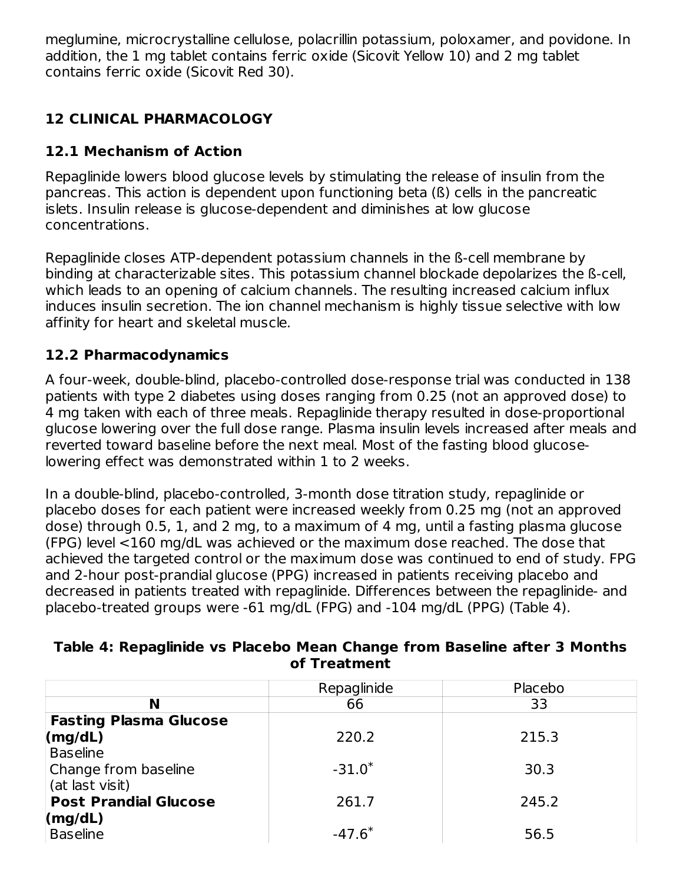meglumine, microcrystalline cellulose, polacrillin potassium, poloxamer, and povidone. In addition, the 1 mg tablet contains ferric oxide (Sicovit Yellow 10) and 2 mg tablet contains ferric oxide (Sicovit Red 30).

## 12 CLINICAL PHARMACOLOGY

### 12.1 Mechanism of Action

Repaglinide lowers blood glucose levels by stimulating the release of insulin from the pancreas. This action is dependent upon functioning beta (ß) cells in the pancreatic islets. Insulin release is glucose-dependent and diminishes at low glucose concentrations.

Repaglinide closes ATP-dependent potassium channels in the ß-cell membrane by binding at characterizable sites. This potassium channel blockade depolarizes the ß-cell, which leads to an opening of calcium channels. The resulting increased calcium influx induces insulin secretion. The ion channel mechanism is highly tissue selective with low affinity for heart and skeletal muscle.

### 12.2 Pharmacodynamics

A four-week, double-blind, placebo-controlled dose-response trial was conducted in 138 patients with type 2 diabetes using doses ranging from 0.25 (not an approved dose) to 4 mg taken with each of three meals. Repaglinide therapy resulted in dose-proportional glucose lowering over the full dose range. Plasma insulin levels increased after meals and reverted toward baseline before the next meal. Most of the fasting blood glucose-lowering effect was demonstrated within 1 to 2 weeks.

In a double-blind, placebo-controlled, 3-month dose titration study, repaglinide or placebo doses for each patient were increased weekly from 0.25 mg (not an approved dose) through 0.5, 1, and 2 mg, to a maximum of 4 mg, until a fasting plasma glucose (FPG) level <160 mg/dL was achieved or the maximum dose reached. The dose that achieved the targeted control or the maximum dose was continued to end of study. FPG and 2-hour post-prandial glucose (PPG) increased in patients receiving placebo and decreased in patients treated with repaglinide. Differences between the repaglinide- and placebo-treated groups were -61 mg/dL (FPG) and -104 mg/dL (PPG) (Table 4).

**Table 4: Repaglinide vs Placebo Mean Change from Baseline after 3 Months of Treatment**

| | Repaglinide | Placebo |
|---|---|---|
| **N** | 66 | 33 |
| **Fasting Plasma Glucose (mg/dL)** | | |
| Baseline | 220.2 | 215.3 |
| Change from baseline (at last visit) | -31.0* | 30.3 |
| **Post Prandial Glucose (mg/dL)** | | |
| Baseline | 261.7 | 245.2 |
| | -47.6* | 56.5 |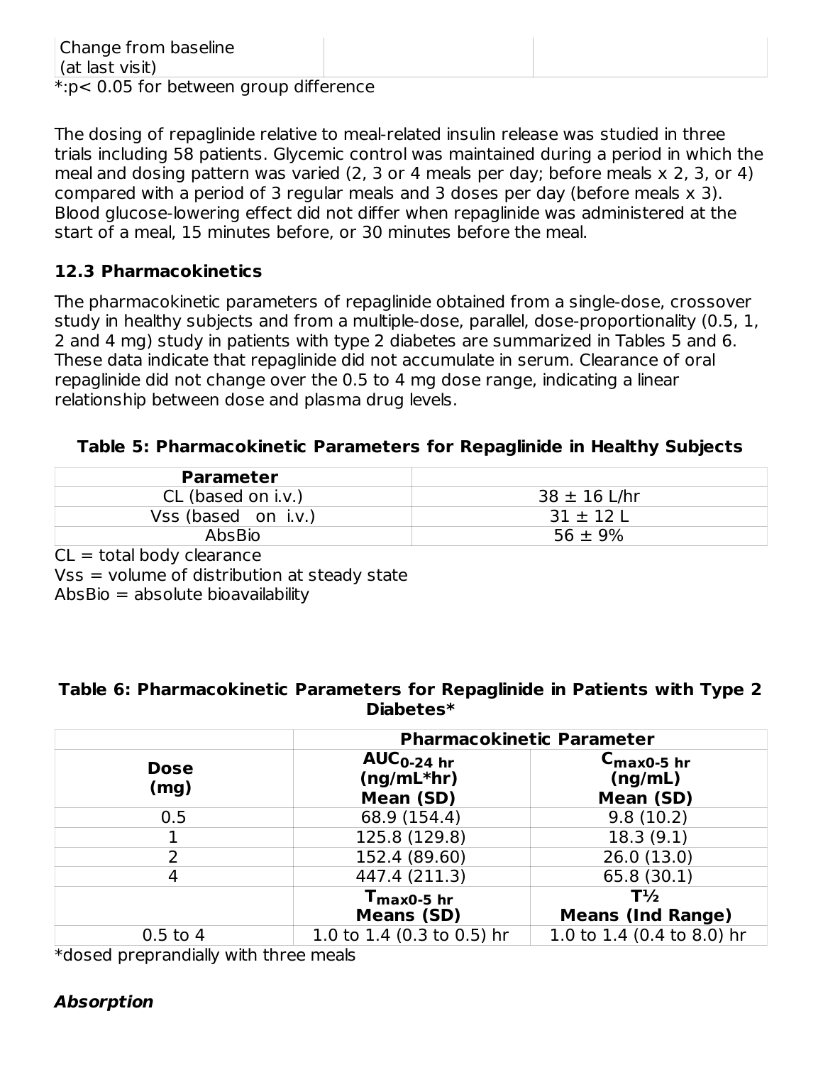| Change from baseline (at last visit) | | |
|---|---|---|

*:p< 0.05 for between group difference

The dosing of repaglinide relative to meal-related insulin release was studied in three trials including 58 patients. Glycemic control was maintained during a period in which the meal and dosing pattern was varied (2, 3 or 4 meals per day; before meals x 2, 3, or 4) compared with a period of 3 regular meals and 3 doses per day (before meals x 3). Blood glucose-lowering effect did not differ when repaglinide was administered at the start of a meal, 15 minutes before, or 30 minutes before the meal.

### 12.3 Pharmacokinetics

The pharmacokinetic parameters of repaglinide obtained from a single-dose, crossover study in healthy subjects and from a multiple-dose, parallel, dose-proportionality (0.5, 1, 2 and 4 mg) study in patients with type 2 diabetes are summarized in Tables 5 and 6. These data indicate that repaglinide did not accumulate in serum. Clearance of oral repaglinide did not change over the 0.5 to 4 mg dose range, indicating a linear relationship between dose and plasma drug levels.

**Table 5: Pharmacokinetic Parameters for Repaglinide in Healthy Subjects**

| Parameter | |
|---|---|
| CL (based on i.v.) | 38 ± 16 L/hr |
| Vss (based on i.v.) | 31 ± 12 L |
| AbsBio | 56 ± 9% |

CL = total body clearance
Vss = volume of distribution at steady state
AbsBio = absolute bioavailability

**Table 6: Pharmacokinetic Parameters for Repaglinide in Patients with Type 2 Diabetes***

| | Pharmacokinetic Parameter | |
|---|---|---|
| Dose (mg) | $AUC_{0\text{-}24\ hr}$ (ng/mL*hr) Mean (SD) | $C_{max0\text{-}5\ hr}$ (ng/mL) Mean (SD) |
| 0.5 | 68.9 (154.4) | 9.8 (10.2) |
| 1 | 125.8 (129.8) | 18.3 (9.1) |
| 2 | 152.4 (89.60) | 26.0 (13.0) |
| 4 | 447.4 (211.3) | 65.8 (30.1) |
| | $T_{max0\text{-}5\ hr}$ Means (SD) | T½ Means (Ind Range) |
| 0.5 to 4 | 1.0 to 1.4 (0.3 to 0.5) hr | 1.0 to 1.4 (0.4 to 8.0) hr |

*dosed preprandially with three meals

***Absorption***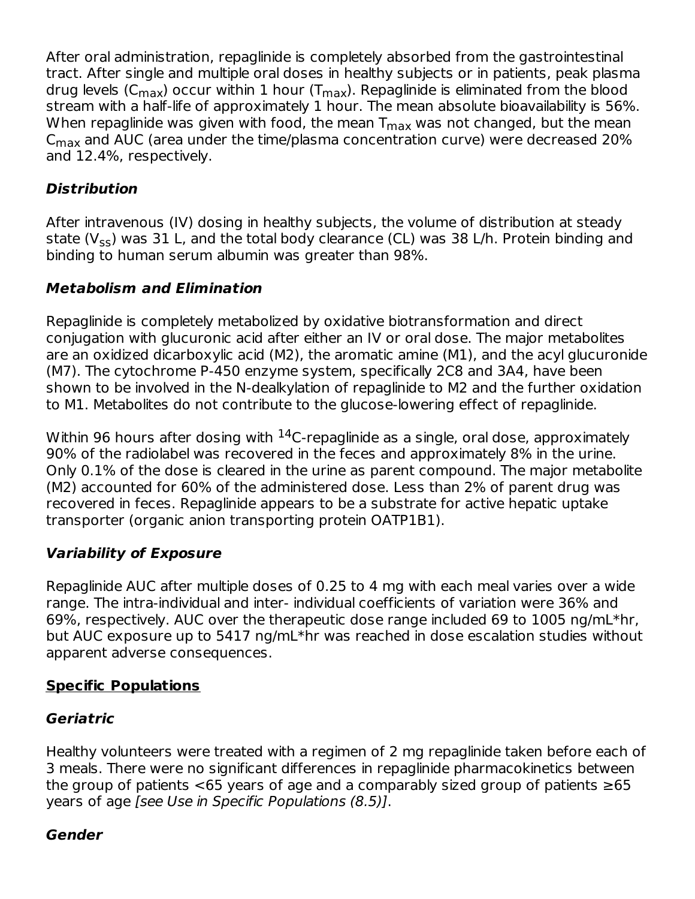After oral administration, repaglinide is completely absorbed from the gastrointestinal tract. After single and multiple oral doses in healthy subjects or in patients, peak plasma drug levels ($C_{max}$) occur within 1 hour ($T_{max}$). Repaglinide is eliminated from the blood stream with a half-life of approximately 1 hour. The mean absolute bioavailability is 56%. When repaglinide was given with food, the mean $T_{max}$ was not changed, but the mean $C_{max}$ and AUC (area under the time/plasma concentration curve) were decreased 20% and 12.4%, respectively.

### *Distribution*

After intravenous (IV) dosing in healthy subjects, the volume of distribution at steady state ($V_{ss}$) was 31 L, and the total body clearance (CL) was 38 L/h. Protein binding and binding to human serum albumin was greater than 98%.

### *Metabolism and Elimination*

Repaglinide is completely metabolized by oxidative biotransformation and direct conjugation with glucuronic acid after either an IV or oral dose. The major metabolites are an oxidized dicarboxylic acid (M2), the aromatic amine (M1), and the acyl glucuronide (M7). The cytochrome P-450 enzyme system, specifically 2C8 and 3A4, have been shown to be involved in the N-dealkylation of repaglinide to M2 and the further oxidation to M1. Metabolites do not contribute to the glucose-lowering effect of repaglinide.

Within 96 hours after dosing with $^{14}C$-repaglinide as a single, oral dose, approximately 90% of the radiolabel was recovered in the feces and approximately 8% in the urine. Only 0.1% of the dose is cleared in the urine as parent compound. The major metabolite (M2) accounted for 60% of the administered dose. Less than 2% of parent drug was recovered in feces. Repaglinide appears to be a substrate for active hepatic uptake transporter (organic anion transporting protein OATP1B1).

### *Variability of Exposure*

Repaglinide AUC after multiple doses of 0.25 to 4 mg with each meal varies over a wide range. The intra-individual and inter- individual coefficients of variation were 36% and 69%, respectively. AUC over the therapeutic dose range included 69 to 1005 ng/mL*hr, but AUC exposure up to 5417 ng/mL*hr was reached in dose escalation studies without apparent adverse consequences.

## <u>Specific Populations</u>

### *Geriatric*

Healthy volunteers were treated with a regimen of 2 mg repaglinide taken before each of 3 meals. There were no significant differences in repaglinide pharmacokinetics between the group of patients <65 years of age and a comparably sized group of patients ≥65 years of age *[see Use in Specific Populations (8.5)]*.

### *Gender*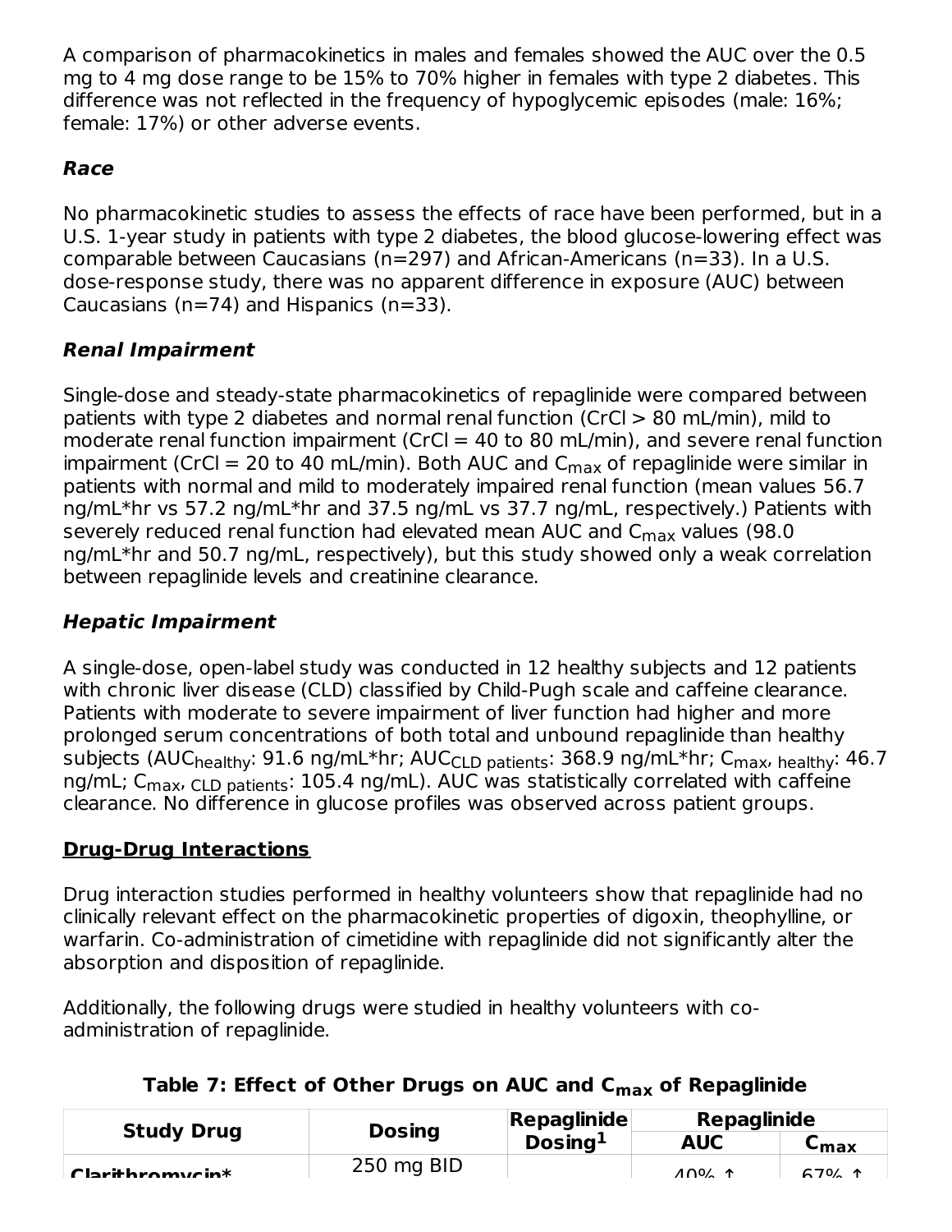A comparison of pharmacokinetics in males and females showed the AUC over the 0.5 mg to 4 mg dose range to be 15% to 70% higher in females with type 2 diabetes. This difference was not reflected in the frequency of hypoglycemic episodes (male: 16%; female: 17%) or other adverse events.

### *Race*

No pharmacokinetic studies to assess the effects of race have been performed, but in a U.S. 1-year study in patients with type 2 diabetes, the blood glucose-lowering effect was comparable between Caucasians (n=297) and African-Americans (n=33). In a U.S. dose-response study, there was no apparent difference in exposure (AUC) between Caucasians (n=74) and Hispanics (n=33).

### *Renal Impairment*

Single-dose and steady-state pharmacokinetics of repaglinide were compared between patients with type 2 diabetes and normal renal function (CrCl > 80 mL/min), mild to moderate renal function impairment (CrCl = 40 to 80 mL/min), and severe renal function impairment (CrCl = 20 to 40 mL/min). Both AUC and $C_{max}$ of repaglinide were similar in patients with normal and mild to moderately impaired renal function (mean values 56.7 ng/mL*hr vs 57.2 ng/mL*hr and 37.5 ng/mL vs 37.7 ng/mL, respectively.) Patients with severely reduced renal function had elevated mean AUC and $C_{max}$ values (98.0 ng/mL*hr and 50.7 ng/mL, respectively), but this study showed only a weak correlation between repaglinide levels and creatinine clearance.

### *Hepatic Impairment*

A single-dose, open-label study was conducted in 12 healthy subjects and 12 patients with chronic liver disease (CLD) classified by Child-Pugh scale and caffeine clearance. Patients with moderate to severe impairment of liver function had higher and more prolonged serum concentrations of both total and unbound repaglinide than healthy subjects ($AUC_{healthy}$: 91.6 ng/mL*hr; $AUC_{CLD\ patients}$: 368.9 ng/mL*hr; $C_{max,\ healthy}$: 46.7 ng/mL; $C_{max,\ CLD\ patients}$: 105.4 ng/mL). AUC was statistically correlated with caffeine clearance. No difference in glucose profiles was observed across patient groups.

## Drug-Drug Interactions

Drug interaction studies performed in healthy volunteers show that repaglinide had no clinically relevant effect on the pharmacokinetic properties of digoxin, theophylline, or warfarin. Co-administration of cimetidine with repaglinide did not significantly alter the absorption and disposition of repaglinide.

Additionally, the following drugs were studied in healthy volunteers with co-administration of repaglinide.

**Table 7: Effect of Other Drugs on AUC and $C_{max}$ of Repaglinide**

| Study Drug | Dosing | Repaglinide Dosing[1] | Repaglinide | |
|---|---|---|---|---|
| | | | AUC | $C_{max}$ |
| Clarithromycin* | 250 mg BID | | 40% ↑ | 67% ↑ |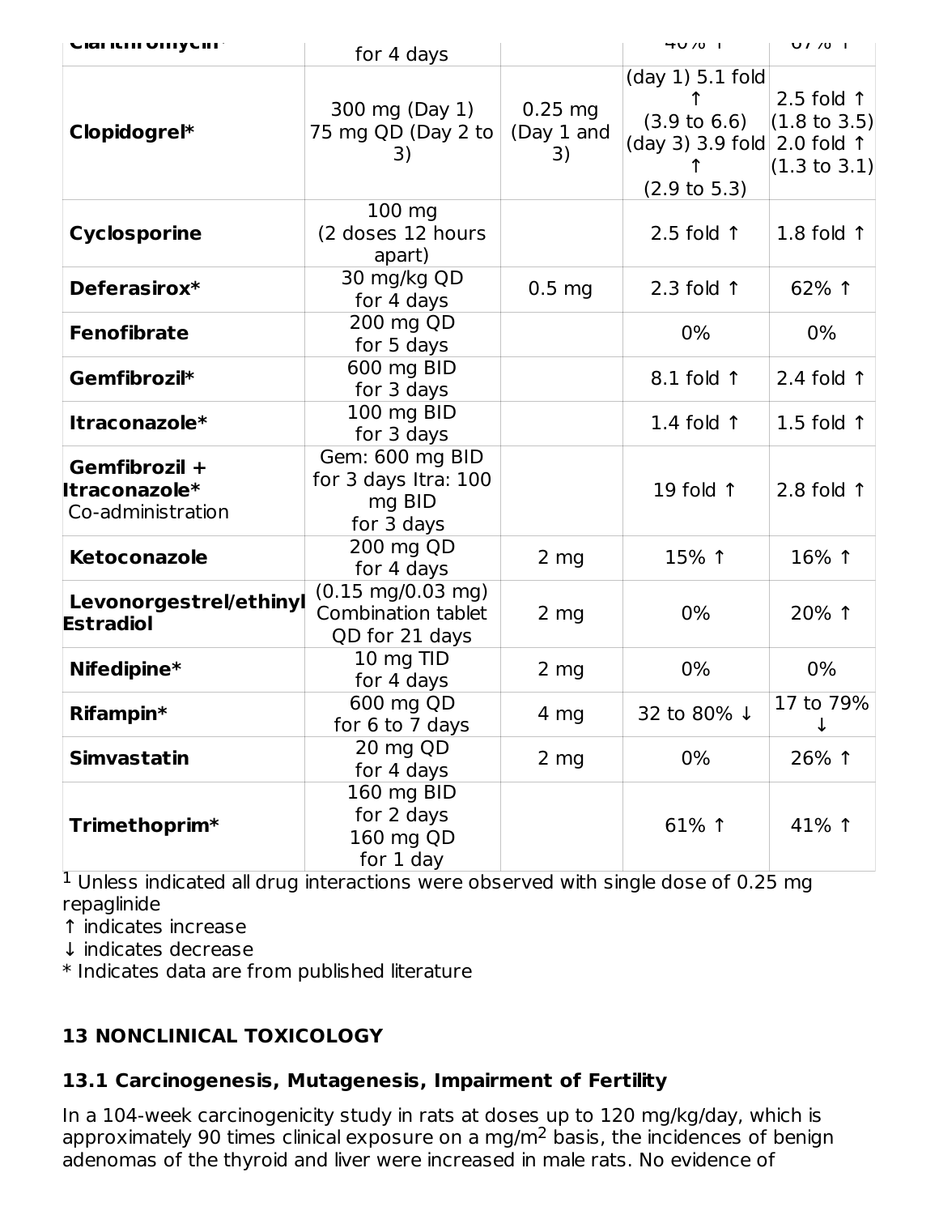| Clarithromycin* | for 4 days | | 40% ↑ | 67% ↑ |
|---|---|---|---|---|
| **Clopidogrel*** | 300 mg (Day 1) 75 mg QD (Day 2 to 3) | 0.25 mg (Day 1 and 3) | (day 1) 5.1 fold ↑ (3.9 to 6.6) (day 3) 3.9 fold ↑ (2.9 to 5.3) | 2.5 fold ↑ (1.8 to 3.5) 2.0 fold ↑ (1.3 to 3.1) |
| **Cyclosporine** | 100 mg (2 doses 12 hours apart) | | 2.5 fold ↑ | 1.8 fold ↑ |
| **Deferasirox*** | 30 mg/kg QD for 4 days | 0.5 mg | 2.3 fold ↑ | 62% ↑ |
| **Fenofibrate** | 200 mg QD for 5 days | | 0% | 0% |
| **Gemfibrozil*** | 600 mg BID for 3 days | | 8.1 fold ↑ | 2.4 fold ↑ |
| **Itraconazole*** | 100 mg BID for 3 days | | 1.4 fold ↑ | 1.5 fold ↑ |
| **Gemfibrozil + Itraconazole*** Co-administration | Gem: 600 mg BID for 3 days Itra: 100 mg BID for 3 days | | 19 fold ↑ | 2.8 fold ↑ |
| **Ketoconazole** | 200 mg QD for 4 days | 2 mg | 15% ↑ | 16% ↑ |
| **Levonorgestrel/ethinyl Estradiol** | (0.15 mg/0.03 mg) Combination tablet QD for 21 days | 2 mg | 0% | 20% ↑ |
| **Nifedipine*** | 10 mg TID for 4 days | 2 mg | 0% | 0% |
| **Rifampin*** | 600 mg QD for 6 to 7 days | 4 mg | 32 to 80% ↓ | 17 to 79% ↓ |
| **Simvastatin** | 20 mg QD for 4 days | 2 mg | 0% | 26% ↑ |
| **Trimethoprim*** | 160 mg BID for 2 days 160 mg QD for 1 day | | 61% ↑ | 41% ↑ |

[1] Unless indicated all drug interactions were observed with single dose of 0.25 mg repaglinide

↑ indicates increase

↓ indicates decrease

* Indicates data are from published literature

## 13 NONCLINICAL TOXICOLOGY

### 13.1 Carcinogenesis, Mutagenesis, Impairment of Fertility

In a 104-week carcinogenicity study in rats at doses up to 120 mg/kg/day, which is approximately 90 times clinical exposure on a mg/m$^2$ basis, the incidences of benign adenomas of the thyroid and liver were increased in male rats. No evidence of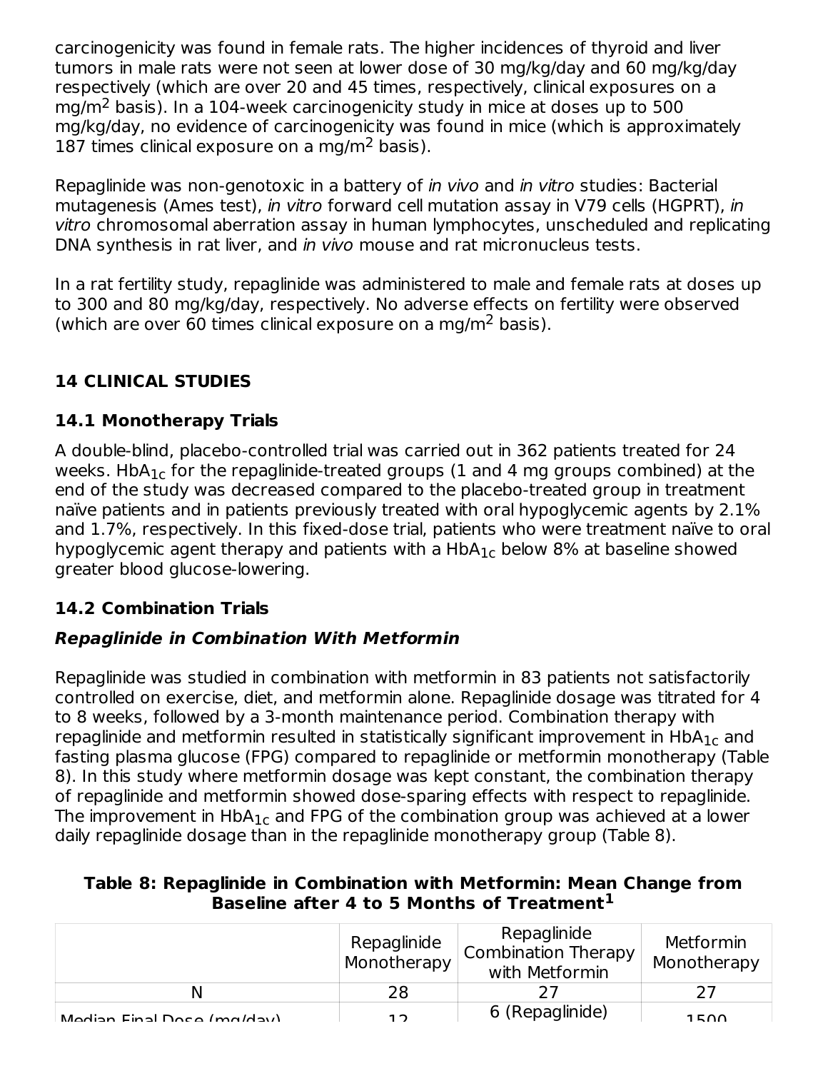carcinogenicity was found in female rats. The higher incidences of thyroid and liver tumors in male rats were not seen at lower dose of 30 mg/kg/day and 60 mg/kg/day respectively (which are over 20 and 45 times, respectively, clinical exposures on a $mg/m^2$ basis). In a 104-week carcinogenicity study in mice at doses up to 500 mg/kg/day, no evidence of carcinogenicity was found in mice (which is approximately 187 times clinical exposure on a $mg/m^2$ basis).

Repaglinide was non-genotoxic in a battery of *in vivo* and *in vitro* studies: Bacterial mutagenesis (Ames test), *in vitro* forward cell mutation assay in V79 cells (HGPRT), *in vitro* chromosomal aberration assay in human lymphocytes, unscheduled and replicating DNA synthesis in rat liver, and *in vivo* mouse and rat micronucleus tests.

In a rat fertility study, repaglinide was administered to male and female rats at doses up to 300 and 80 mg/kg/day, respectively. No adverse effects on fertility were observed (which are over 60 times clinical exposure on a $mg/m^2$ basis).

## 14 CLINICAL STUDIES

### 14.1 Monotherapy Trials

A double-blind, placebo-controlled trial was carried out in 362 patients treated for 24 weeks. $HbA_{1c}$ for the repaglinide-treated groups (1 and 4 mg groups combined) at the end of the study was decreased compared to the placebo-treated group in treatment naïve patients and in patients previously treated with oral hypoglycemic agents by 2.1% and 1.7%, respectively. In this fixed-dose trial, patients who were treatment naïve to oral hypoglycemic agent therapy and patients with a $HbA_{1c}$ below 8% at baseline showed greater blood glucose-lowering.

### 14.2 Combination Trials

#### *Repaglinide in Combination With Metformin*

Repaglinide was studied in combination with metformin in 83 patients not satisfactorily controlled on exercise, diet, and metformin alone. Repaglinide dosage was titrated for 4 to 8 weeks, followed by a 3-month maintenance period. Combination therapy with repaglinide and metformin resulted in statistically significant improvement in $HbA_{1c}$ and fasting plasma glucose (FPG) compared to repaglinide or metformin monotherapy (Table 8). In this study where metformin dosage was kept constant, the combination therapy of repaglinide and metformin showed dose-sparing effects with respect to repaglinide. The improvement in $HbA_{1c}$ and FPG of the combination group was achieved at a lower daily repaglinide dosage than in the repaglinide monotherapy group (Table 8).

**Table 8: Repaglinide in Combination with Metformin: Mean Change from Baseline after 4 to 5 Months of Treatment[1]**

| | Repaglinide Monotherapy | Repaglinide Combination Therapy with Metformin | Metformin Monotherapy |
|---|---|---|---|
| N | 28 | 27 | 27 |
| Median Final Dose (mg/day) | 12 | 6 (Repaglinide) | 1500 |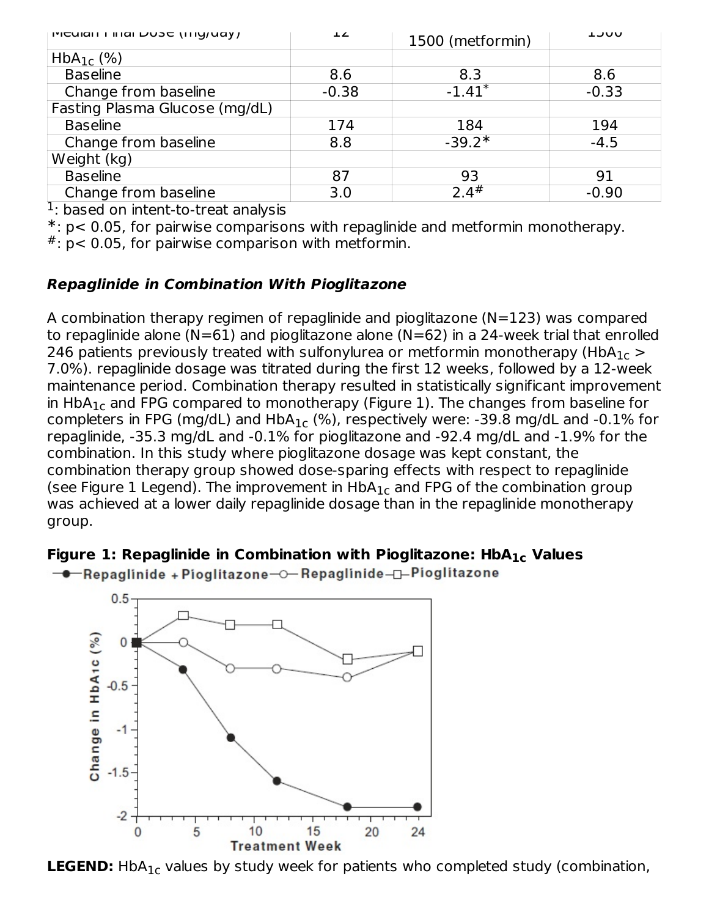| Median Final Dose (mg/day) | 12 | 1500 (metformin) | 1500 |
|---|---|---|---|
| $HbA_{1c}$ (%) | | | |
| Baseline | 8.6 | 8.3 | 8.6 |
| Change from baseline | -0.38 | -1.41* | -0.33 |
| Fasting Plasma Glucose (mg/dL) | | | |
| Baseline | 174 | 184 | 194 |
| Change from baseline | 8.8 | -39.2* | -4.5 |
| Weight (kg) | | | |
| Baseline | 87 | 93 | 91 |
| Change from baseline | 3.0 | 2.4# | -0.90 |

[1]: based on intent-to-treat analysis

*: $p < 0.05$, for pairwise comparisons with repaglinide and metformin monotherapy.

#: $p < 0.05$, for pairwise comparison with metformin.

***Repaglinide in Combination With Pioglitazone***

A combination therapy regimen of repaglinide and pioglitazone (N=123) was compared to repaglinide alone (N=61) and pioglitazone alone (N=62) in a 24-week trial that enrolled 246 patients previously treated with sulfonylurea or metformin monotherapy ($HbA_{1c}$ > 7.0%). repaglinide dosage was titrated during the first 12 weeks, followed by a 12-week maintenance period. Combination therapy resulted in statistically significant improvement in $HbA_{1c}$ and FPG compared to monotherapy (Figure 1). The changes from baseline for completers in FPG (mg/dL) and $HbA_{1c}$ (%), respectively were: -39.8 mg/dL and -0.1% for repaglinide, -35.3 mg/dL and -0.1% for pioglitazone and -92.4 mg/dL and -1.9% for the combination. In this study where pioglitazone dosage was kept constant, the combination therapy group showed dose-sparing effects with respect to repaglinide (see Figure 1 Legend). The improvement in $HbA_{1c}$ and FPG of the combination group was achieved at a lower daily repaglinide dosage than in the repaglinide monotherapy group.

**Figure 1: Repaglinide in Combination with Pioglitazone: $HbA_{1c}$ Values**

**LEGEND:** $HbA_{1c}$ values by study week for patients who completed study (combination,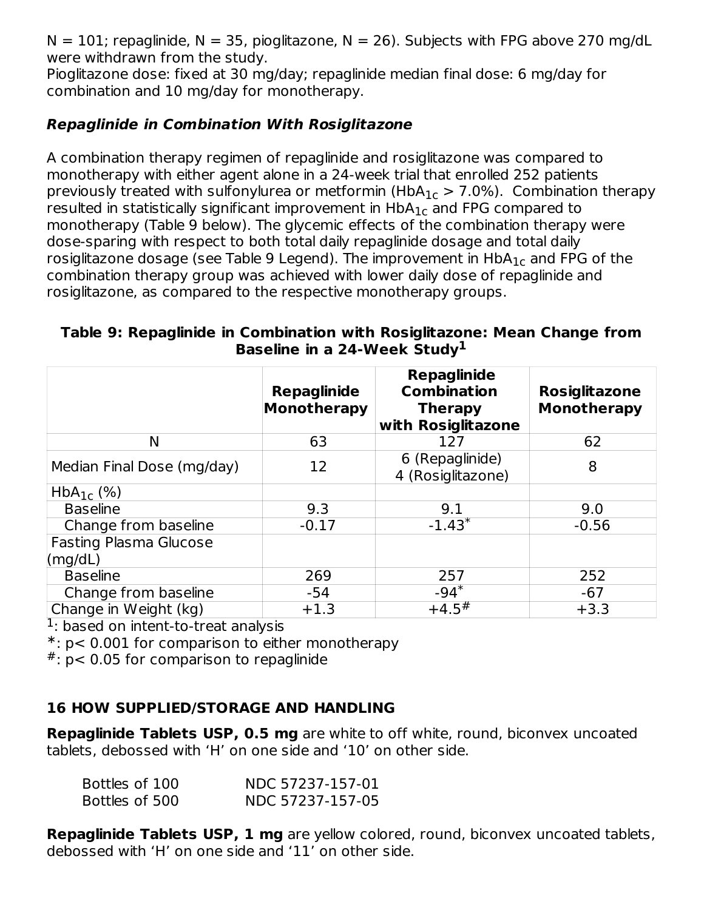N = 101; repaglinide, N = 35, pioglitazone, N = 26). Subjects with FPG above 270 mg/dL were withdrawn from the study.
Pioglitazone dose: fixed at 30 mg/day; repaglinide median final dose: 6 mg/day for combination and 10 mg/day for monotherapy.

***Repaglinide in Combination With Rosiglitazone***

A combination therapy regimen of repaglinide and rosiglitazone was compared to monotherapy with either agent alone in a 24-week trial that enrolled 252 patients previously treated with sulfonylurea or metformin ($HbA_{1c}$ > 7.0%). Combination therapy resulted in statistically significant improvement in $HbA_{1c}$ and FPG compared to monotherapy (Table 9 below). The glycemic effects of the combination therapy were dose-sparing with respect to both total daily repaglinide dosage and total daily rosiglitazone dosage (see Table 9 Legend). The improvement in $HbA_{1c}$ and FPG of the combination therapy group was achieved with lower daily dose of repaglinide and rosiglitazone, as compared to the respective monotherapy groups.

**Table 9: Repaglinide in Combination with Rosiglitazone: Mean Change from Baseline in a 24-Week Study[1]**

| | Repaglinide Monotherapy | Repaglinide Combination Therapy with Rosiglitazone | Rosiglitazone Monotherapy |
|---|---|---|---|
| N | 63 | 127 | 62 |
| Median Final Dose (mg/day) | 12 | 6 (Repaglinide)<br>4 (Rosiglitazone) | 8 |
| $HbA_{1c}$ (%) | | | |
| Baseline | 9.3 | 9.1 | 9.0 |
| Change from baseline | -0.17 | -1.43* | -0.56 |
| Fasting Plasma Glucose (mg/dL) | | | |
| Baseline | 269 | 257 | 252 |
| Change from baseline | -54 | -94* | -67 |
| Change in Weight (kg) | +1.3 | +4.5# | +3.3 |

[1]: based on intent-to-treat analysis
*: $p < 0.001$ for comparison to either monotherapy
#: $p < 0.05$ for comparison to repaglinide

## 16 HOW SUPPLIED/STORAGE AND HANDLING

**Repaglinide Tablets USP, 0.5 mg** are white to off white, round, biconvex uncoated tablets, debossed with 'H' on one side and '10' on other side.

| | |
|---|---|
| Bottles of 100 | NDC 57237-157-01 |
| Bottles of 500 | NDC 57237-157-05 |

**Repaglinide Tablets USP, 1 mg** are yellow colored, round, biconvex uncoated tablets, debossed with 'H' on one side and '11' on other side.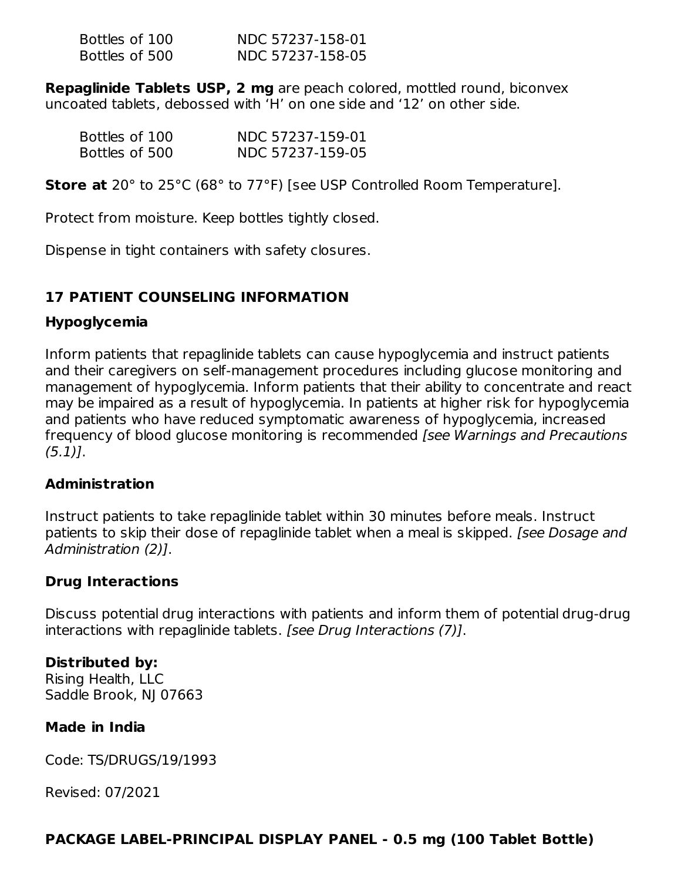| | |
|---|---|
| Bottles of 100 | NDC 57237-158-01 |
| Bottles of 500 | NDC 57237-158-05 |

**Repaglinide Tablets USP, 2 mg** are peach colored, mottled round, biconvex uncoated tablets, debossed with 'H' on one side and '12' on other side.

| | |
|---|---|
| Bottles of 100 | NDC 57237-159-01 |
| Bottles of 500 | NDC 57237-159-05 |

**Store at** 20° to 25°C (68° to 77°F) [see USP Controlled Room Temperature].

Protect from moisture. Keep bottles tightly closed.

Dispense in tight containers with safety closures.

## 17 PATIENT COUNSELING INFORMATION

### Hypoglycemia

Inform patients that repaglinide tablets can cause hypoglycemia and instruct patients and their caregivers on self-management procedures including glucose monitoring and management of hypoglycemia. Inform patients that their ability to concentrate and react may be impaired as a result of hypoglycemia. In patients at higher risk for hypoglycemia and patients who have reduced symptomatic awareness of hypoglycemia, increased frequency of blood glucose monitoring is recommended *[see Warnings and Precautions (5.1)]*.

### Administration

Instruct patients to take repaglinide tablet within 30 minutes before meals. Instruct patients to skip their dose of repaglinide tablet when a meal is skipped. *[see Dosage and Administration (2)]*.

### Drug Interactions

Discuss potential drug interactions with patients and inform them of potential drug-drug interactions with repaglinide tablets. *[see Drug Interactions (7)]*.

**Distributed by:**
Rising Health, LLC
Saddle Brook, NJ 07663

**Made in India**

Code: TS/DRUGS/19/1993

Revised: 07/2021

## PACKAGE LABEL-PRINCIPAL DISPLAY PANEL - 0.5 mg (100 Tablet Bottle)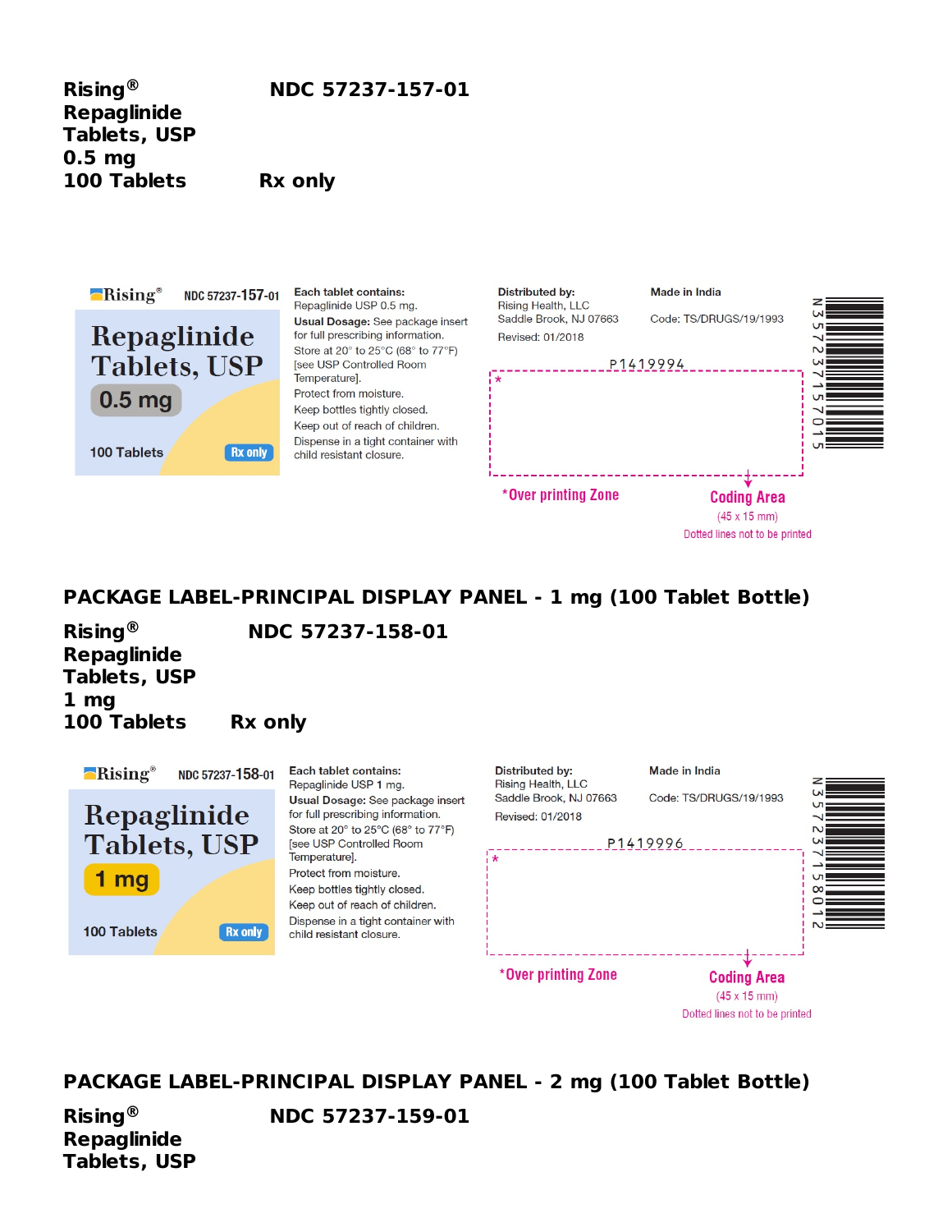**Rising®** NDC 57237-157-01
**Repaglinide**
**Tablets, USP**
**0.5 mg**
**100 Tablets** **Rx only**

Rising® NDC 57237-157-01

Repaglinide Tablets, USP

0.5 mg

100 Tablets Rx only

**Each tablet contains:**
Repaglinide USP 0.5 mg.
**Usual Dosage:** See package insert for full prescribing information.
Store at 20° to 25°C (68° to 77°F) [see USP Controlled Room Temperature].
Protect from moisture.
Keep bottles tightly closed.
Keep out of reach of children.
Dispense in a tight container with child resistant closure.

**Distributed by:**
Rising Health, LLC
Saddle Brook, NJ 07663
Revised: 01/2018

**Made in India**

Code: TS/DRUGS/19/1993

P1419994

*Over printing Zone

Coding Area
(45 x 15 mm)
Dotted lines not to be printed

N 3 57237 15701 5

## PACKAGE LABEL-PRINCIPAL DISPLAY PANEL - 1 mg (100 Tablet Bottle)

**Rising®** NDC 57237-158-01
**Repaglinide**
**Tablets, USP**
**1 mg**
**100 Tablets** **Rx only**

Rising® NDC 57237-158-01

Repaglinide Tablets, USP

1 mg

100 Tablets Rx only

**Each tablet contains:**
Repaglinide USP 1 mg.
**Usual Dosage:** See package insert for full prescribing information.
Store at 20° to 25°C (68° to 77°F) [see USP Controlled Room Temperature].
Protect from moisture.
Keep bottles tightly closed.
Keep out of reach of children.
Dispense in a tight container with child resistant closure.

**Distributed by:**
Rising Health, LLC
Saddle Brook, NJ 07663
Revised: 01/2018

**Made in India**

Code: TS/DRUGS/19/1993

P1419996

*Over printing Zone

Coding Area
(45 x 15 mm)
Dotted lines not to be printed

N 3 57237 15801 2

## PACKAGE LABEL-PRINCIPAL DISPLAY PANEL - 2 mg (100 Tablet Bottle)

**Rising®** NDC 57237-159-01
**Repaglinide**
**Tablets, USP**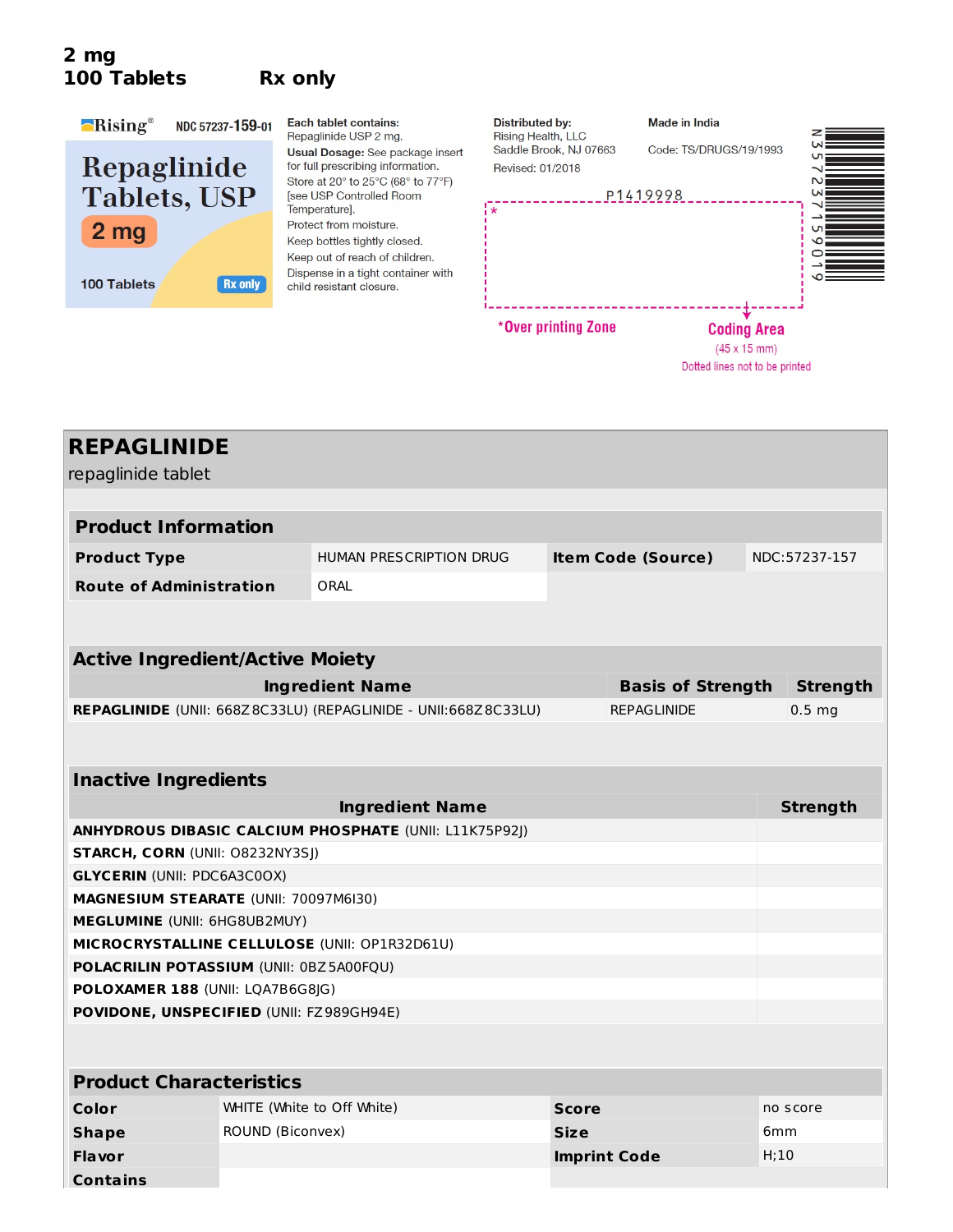**2 mg**
**100 Tablets** **Rx only**

Rising® NDC 57237-159-01

**Repaglinide Tablets, USP**

**2 mg**

100 Tablets Rx only

**Each tablet contains:**
Repaglinide USP 2 mg.

**Usual Dosage:** See package insert for full prescribing information.

Store at 20° to 25°C (68° to 77°F) [see USP Controlled Room Temperature].

Protect from moisture.

Keep bottles tightly closed.

Keep out of reach of children.

Dispense in a tight container with child resistant closure.

**Distributed by:**
Rising Health, LLC
Saddle Brook, NJ 07663

Revised: 01/2018

**Made in India**

Code: TS/DRUGS/19/1993

P1419998

*Over printing Zone

Coding Area (45 x 15 mm)

Dotted lines not to be printed

N 3 57237 15901 9

## REPAGLINIDE

repaglinide tablet

| **Product Information** | | | |
|---|---|---|---|
| **Product Type** | HUMAN PRESCRIPTION DRUG | **Item Code (Source)** | NDC:57237-157 |
| **Route of Administration** | ORAL | | |

| **Active Ingredient/Active Moiety** | | |
|---|---|---|
| **Ingredient Name** | **Basis of Strength** | **Strength** |
| **REPAGLINIDE** (UNII: 668Z8C33LU) (REPAGLINIDE - UNII:668Z8C33LU) | REPAGLINIDE | 0.5 mg |

| **Inactive Ingredients** | |
|---|---|
| **Ingredient Name** | **Strength** |
| **ANHYDROUS DIBASIC CALCIUM PHOSPHATE** (UNII: L11K75P92J) | |
| **STARCH, CORN** (UNII: O8232NY3SJ) | |
| **GLYCERIN** (UNII: PDC6A3C0OX) | |
| **MAGNESIUM STEARATE** (UNII: 70097M6I30) | |
| **MEGLUMINE** (UNII: 6HG8UB2MUY) | |
| **MICROCRYSTALLINE CELLULOSE** (UNII: OP1R32D61U) | |
| **POLACRILIN POTASSIUM** (UNII: 0BZ5A00FQU) | |
| **POLOXAMER 188** (UNII: LQA7B6G8JG) | |
| **POVIDONE, UNSPECIFIED** (UNII: FZ989GH94E) | |

| **Product Characteristics** | | | |
|---|---|---|---|
| **Color** | WHITE (White to Off White) | **Score** | no score |
| **Shape** | ROUND (Biconvex) | **Size** | 6mm |
| **Flavor** | | **Imprint Code** | H;10 |
| **Contains** | | | |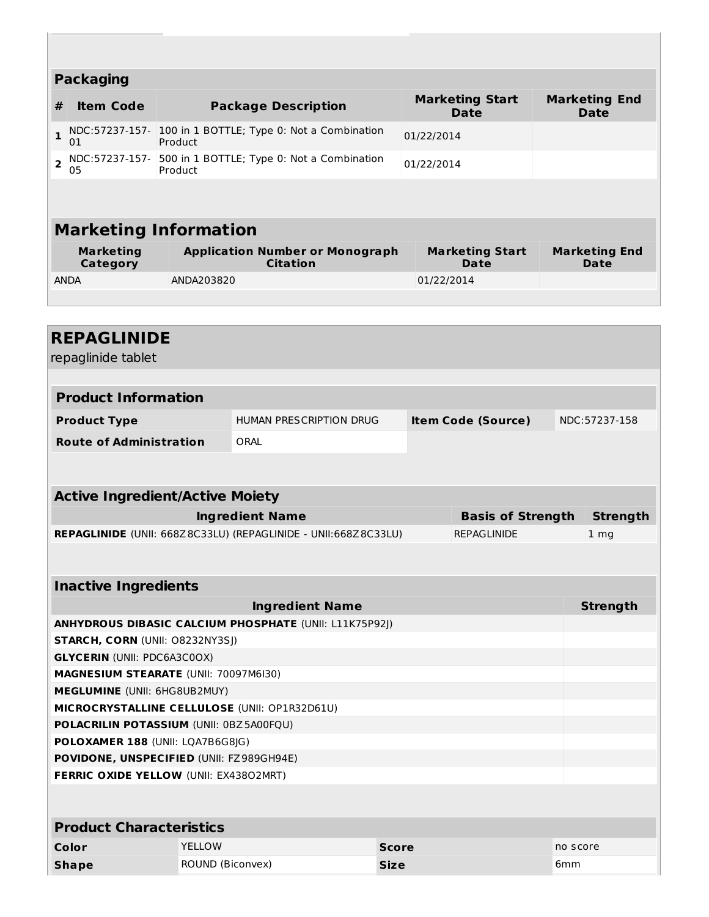## Packaging

| # | Item Code | Package Description | Marketing Start Date | Marketing End Date |
|---|---|---|---|---|
| 1 | NDC:57237-157-01 | 100 in 1 BOTTLE; Type 0: Not a Combination Product | 01/22/2014 | |
| 2 | NDC:57237-157-05 | 500 in 1 BOTTLE; Type 0: Not a Combination Product | 01/22/2014 | |

## Marketing Information

| Marketing Category | Application Number or Monograph Citation | Marketing Start Date | Marketing End Date |
|---|---|---|---|
| ANDA | ANDA203820 | 01/22/2014 | |

# REPAGLINIDE

repaglinide tablet

## Product Information

| | | | |
|---|---|---|---|
| **Product Type** | HUMAN PRESCRIPTION DRUG | **Item Code (Source)** | NDC:57237-158 |
| **Route of Administration** | ORAL | | |

## Active Ingredient/Active Moiety

| Ingredient Name | Basis of Strength | Strength |
|---|---|---|
| **REPAGLINIDE** (UNII: 668Z8C33LU) (REPAGLINIDE - UNII:668Z8C33LU) | REPAGLINIDE | 1 mg |

## Inactive Ingredients

| Ingredient Name | Strength |
|---|---|
| **ANHYDROUS DIBASIC CALCIUM PHOSPHATE** (UNII: L11K75P92J) | |
| **STARCH, CORN** (UNII: O8232NY3SJ) | |
| **GLYCERIN** (UNII: PDC6A3C0OX) | |
| **MAGNESIUM STEARATE** (UNII: 70097M6I30) | |
| **MEGLUMINE** (UNII: 6HG8UB2MUY) | |
| **MICROCRYSTALLINE CELLULOSE** (UNII: OP1R32D61U) | |
| **POLACRILIN POTASSIUM** (UNII: 0BZ5A00FQU) | |
| **POLOXAMER 188** (UNII: LQA7B6G8JG) | |
| **POVIDONE, UNSPECIFIED** (UNII: FZ989GH94E) | |
| **FERRIC OXIDE YELLOW** (UNII: EX438O2MRT) | |

## Product Characteristics

| | | | |
|---|---|---|---|
| **Color** | YELLOW | **Score** | no score |
| **Shape** | ROUND (Biconvex) | **Size** | 6mm |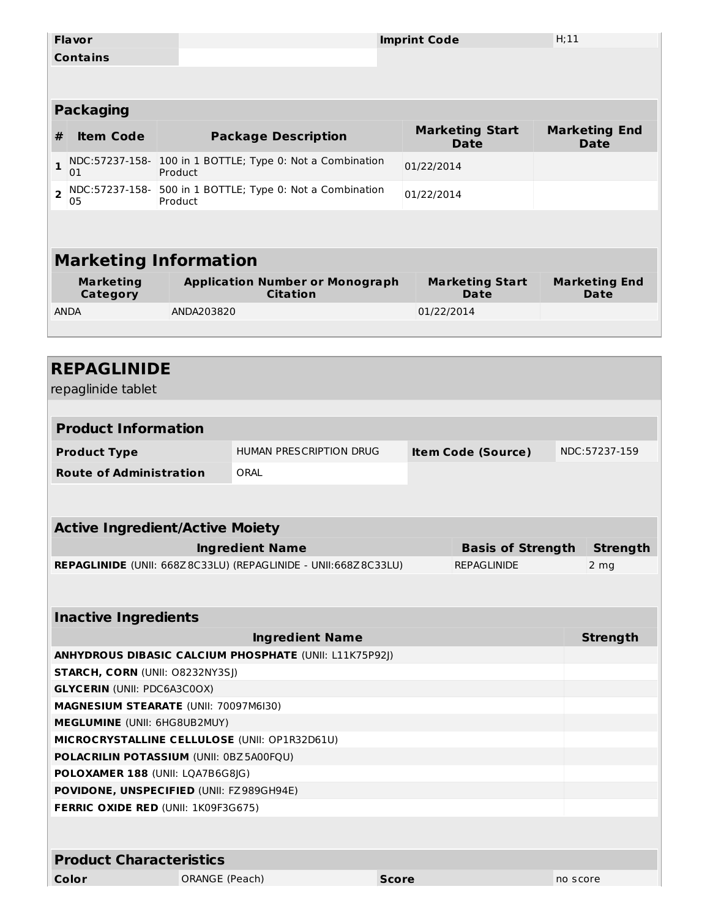| Flavor | | Imprint Code | H;11 |
| --- | --- | --- | --- |
| Contains | | | |

## Packaging

| # | Item Code | Package Description | Marketing Start Date | Marketing End Date |
| --- | --- | --- | --- | --- |
| 1 | NDC:57237-158-01 | 100 in 1 BOTTLE; Type 0: Not a Combination Product | 01/22/2014 | |
| 2 | NDC:57237-158-05 | 500 in 1 BOTTLE; Type 0: Not a Combination Product | 01/22/2014 | |

## Marketing Information

| Marketing Category | Application Number or Monograph Citation | Marketing Start Date | Marketing End Date |
| --- | --- | --- | --- |
| ANDA | ANDA203820 | 01/22/2014 | |

# REPAGLINIDE

repaglinide tablet

## Product Information

| Product Type | HUMAN PRESCRIPTION DRUG | Item Code (Source) | NDC:57237-159 |
| --- | --- | --- | --- |
| Route of Administration | ORAL | | |

## Active Ingredient/Active Moiety

| Ingredient Name | Basis of Strength | Strength |
| --- | --- | --- |
| **REPAGLINIDE** (UNII: 668Z8C33LU) (REPAGLINIDE - UNII:668Z8C33LU) | REPAGLINIDE | 2 mg |

## Inactive Ingredients

| Ingredient Name | Strength |
| --- | --- |
| **ANHYDROUS DIBASIC CALCIUM PHOSPHATE** (UNII: L11K75P92J) | |
| **STARCH, CORN** (UNII: O8232NY3SJ) | |
| **GLYCERIN** (UNII: PDC6A3C0OX) | |
| **MAGNESIUM STEARATE** (UNII: 70097M6I30) | |
| **MEGLUMINE** (UNII: 6HG8UB2MUY) | |
| **MICROCRYSTALLINE CELLULOSE** (UNII: OP1R32D61U) | |
| **POLACRILIN POTASSIUM** (UNII: 0BZ5A00FQU) | |
| **POLOXAMER 188** (UNII: LQA7B6G8JG) | |
| **POVIDONE, UNSPECIFIED** (UNII: FZ989GH94E) | |
| **FERRIC OXIDE RED** (UNII: 1K09F3G675) | |

## Product Characteristics

| Color | ORANGE (Peach) | Score | no score |
| --- | --- | --- | --- |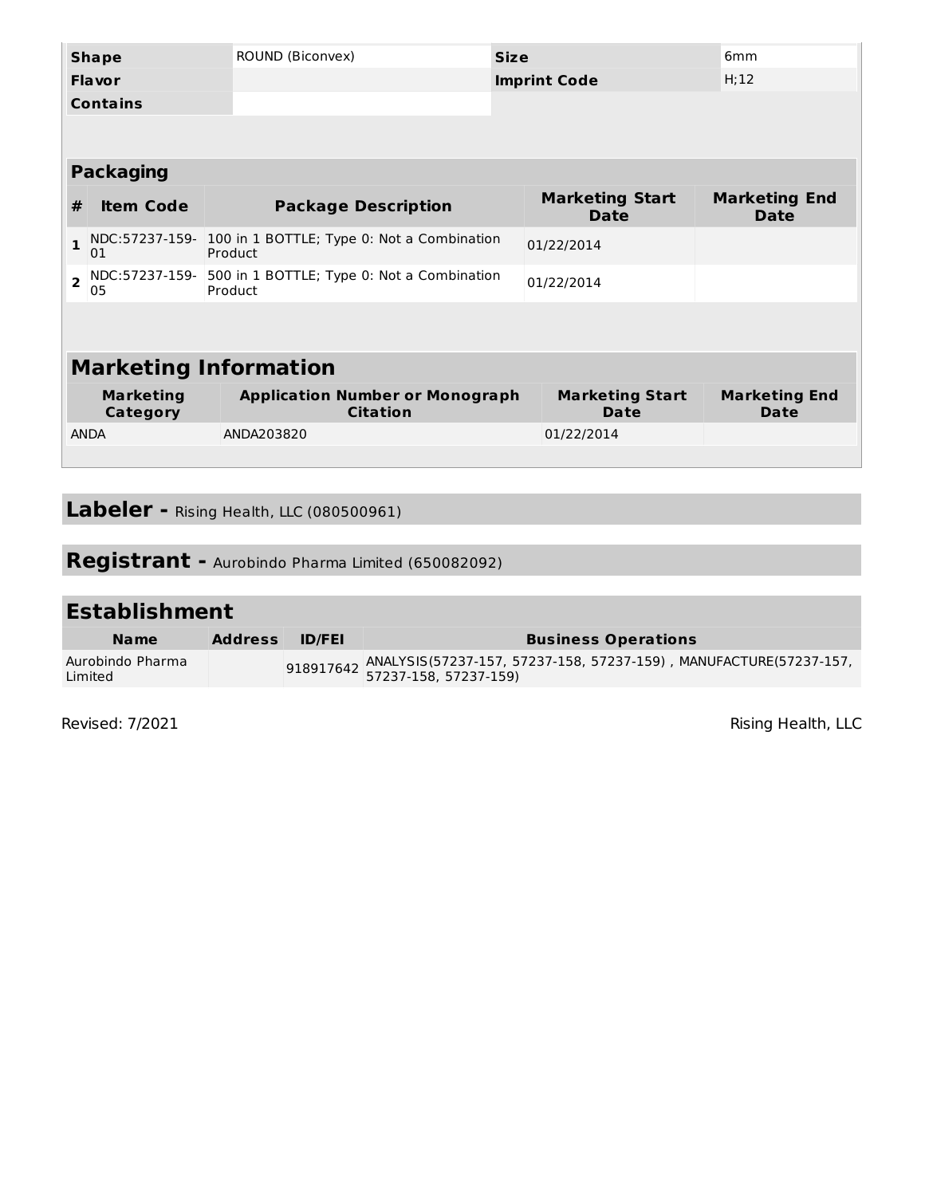| | | | |
|---|---|---|---|
| **Shape** | ROUND (Biconvex) | **Size** | 6mm |
| **Flavor** | | **Imprint Code** | H;12 |
| **Contains** | | | |

### Packaging

| # | Item Code | Package Description | Marketing Start Date | Marketing End Date |
|---|---|---|---|---|
| 1 | NDC:57237-159-01 | 100 in 1 BOTTLE; Type 0: Not a Combination Product | 01/22/2014 | |
| 2 | NDC:57237-159-05 | 500 in 1 BOTTLE; Type 0: Not a Combination Product | 01/22/2014 | |

## Marketing Information

| Marketing Category | Application Number or Monograph Citation | Marketing Start Date | Marketing End Date |
|---|---|---|---|
| ANDA | ANDA203820 | 01/22/2014 | |

## Labeler - Rising Health, LLC (080500961)

## Registrant - Aurobindo Pharma Limited (650082092)

## Establishment

| Name | Address | ID/FEI | Business Operations |
|---|---|---|---|
| Aurobindo Pharma Limited | | 918917642 | ANALYSIS(57237-157, 57237-158, 57237-159) , MANUFACTURE(57237-157, 57237-158, 57237-159) |

Revised: 7/2021

Rising Health, LLC